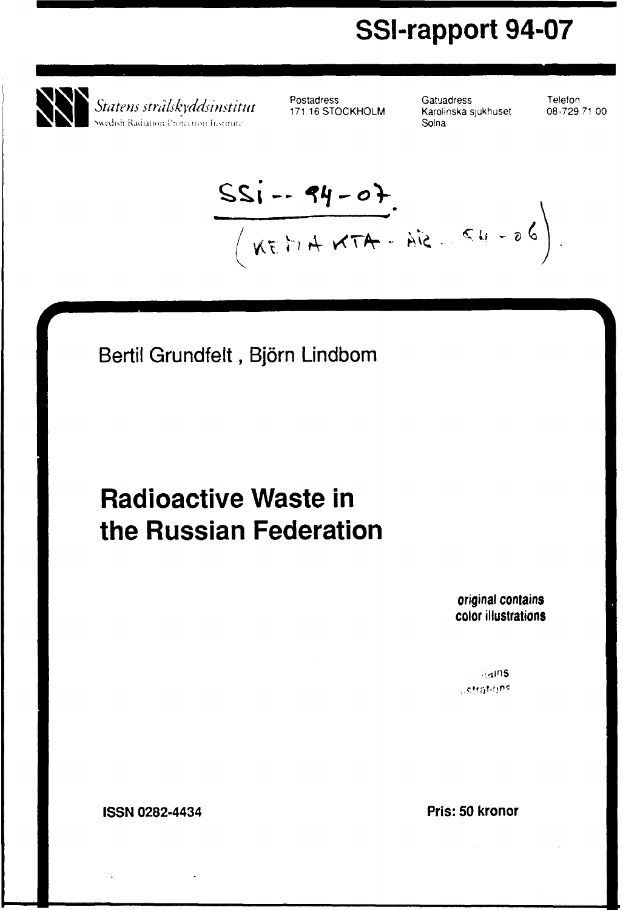# SSI-rapport 94-07

Statens strålskyddsinstitut
Swedish Radiation Protection Institute

| Postadress | Gatuadress | Telefon |
| --- | --- | --- |
| 171 16 STOCKHOLM | Karolinska sjukhuset Solna | 08-729 71 00 |

SSI--94-07
(KETIA KTA-ÅR..94-06).

Bertil Grundfelt , Björn Lindbom

## Radioactive Waste in the Russian Federation

**original contains color illustrations**

**ISSN 0282-4434**

**Pris: 50 kronor**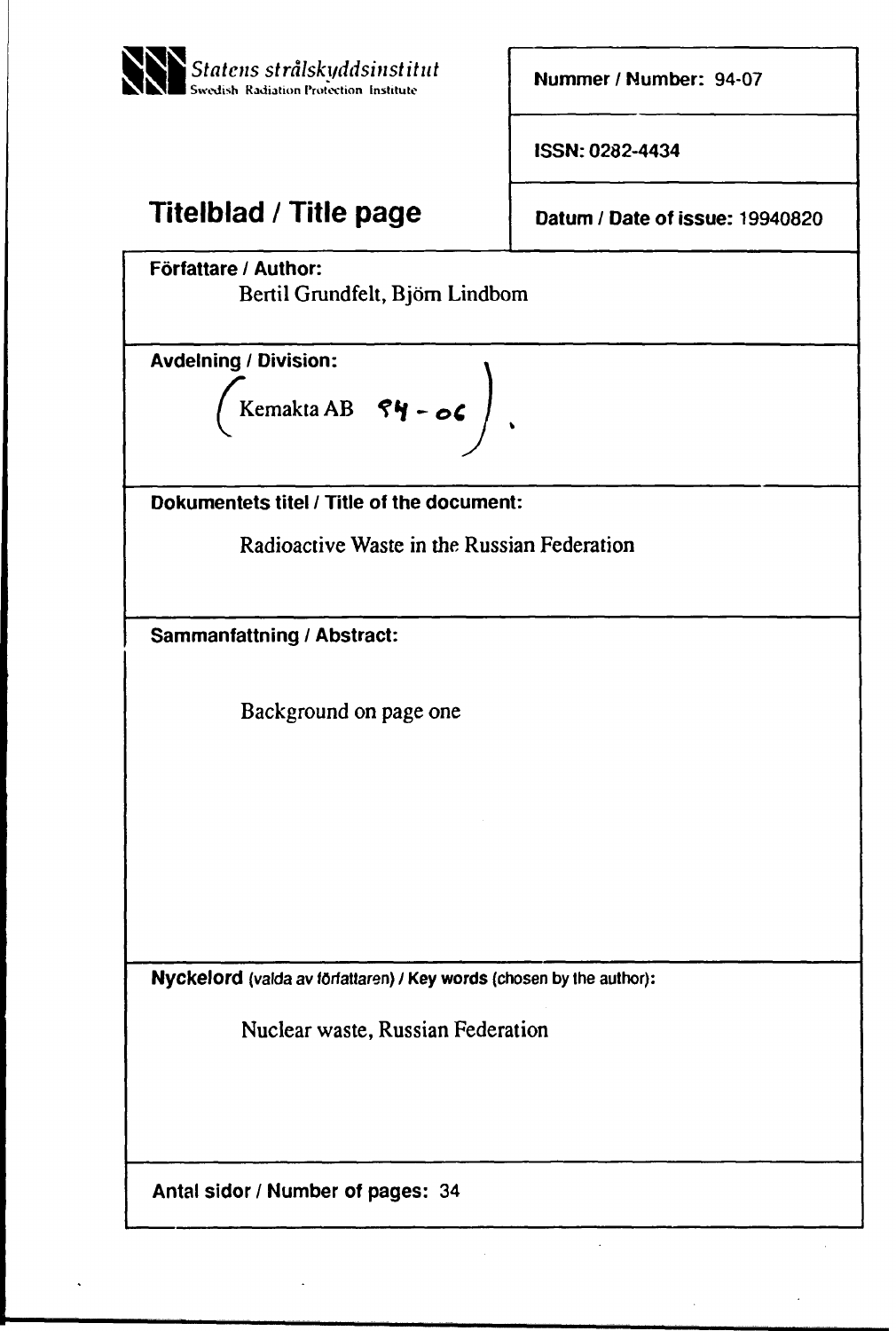**Statens strålskyddsinstitut**
Swedish Radiation Protection Institute

**Nummer / Number:** 94-07

**ISSN:** 0282-4434

# Titelblad / Title page

**Datum / Date of issue:** 19940820

**Författare / Author:**
Bertil Grundfelt, Björn Lindbom

**Avdelning / Division:**
(Kemakta AB 94-06).

**Dokumentets titel / Title of the document:**

Radioactive Waste in the Russian Federation

**Sammanfattning / Abstract:**

Background on page one

**Nyckelord** (valda av författaren) / **Key words** (chosen by the author):

Nuclear waste, Russian Federation

**Antal sidor / Number of pages:** 34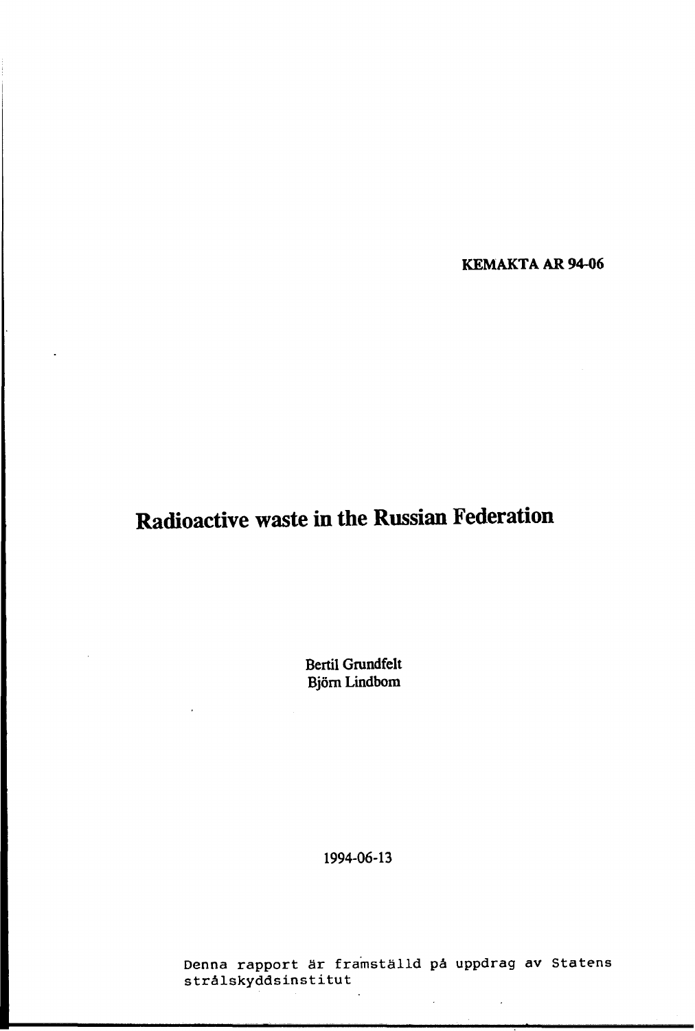KEMAKTA AR 94-06

# Radioactive waste in the Russian Federation

Bertil Grundfelt
Björn Lindbom

1994-06-13

Denna rapport är framställd på uppdrag av Statens strålskyddsinstitut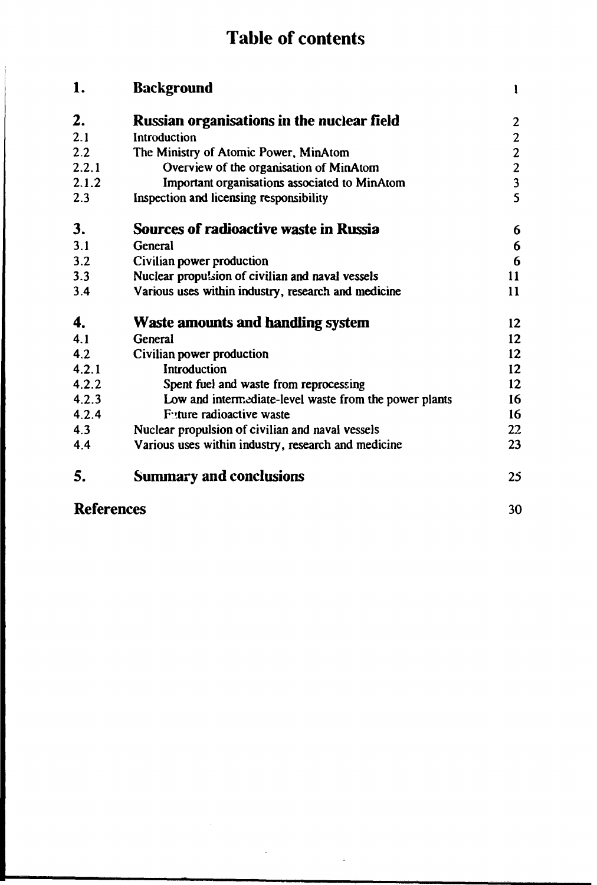# Table of contents

| | | |
|---|---|---|
| **1.** | **Background** | 1 |
| **2.** | **Russian organisations in the nuclear field** | 2 |
| 2.1 | Introduction | 2 |
| 2.2 | The Ministry of Atomic Power, MinAtom | 2 |
| 2.2.1 | Overview of the organisation of MinAtom | 2 |
| 2.1.2 | Important organisations associated to MinAtom | 3 |
| 2.3 | Inspection and licensing responsibility | 5 |
| **3.** | **Sources of radioactive waste in Russia** | 6 |
| 3.1 | General | 6 |
| 3.2 | Civilian power production | 6 |
| 3.3 | Nuclear propulsion of civilian and naval vessels | 11 |
| 3.4 | Various uses within industry, research and medicine | 11 |
| **4.** | **Waste amounts and handling system** | 12 |
| 4.1 | General | 12 |
| 4.2 | Civilian power production | 12 |
| 4.2.1 | Introduction | 12 |
| 4.2.2 | Spent fuel and waste from reprocessing | 12 |
| 4.2.3 | Low and intermediate-level waste from the power plants | 16 |
| 4.2.4 | Future radioactive waste | 16 |
| 4.3 | Nuclear propulsion of civilian and naval vessels | 22 |
| 4.4 | Various uses within industry, research and medicine | 23 |
| **5.** | **Summary and conclusions** | 25 |
| **References** | | 30 |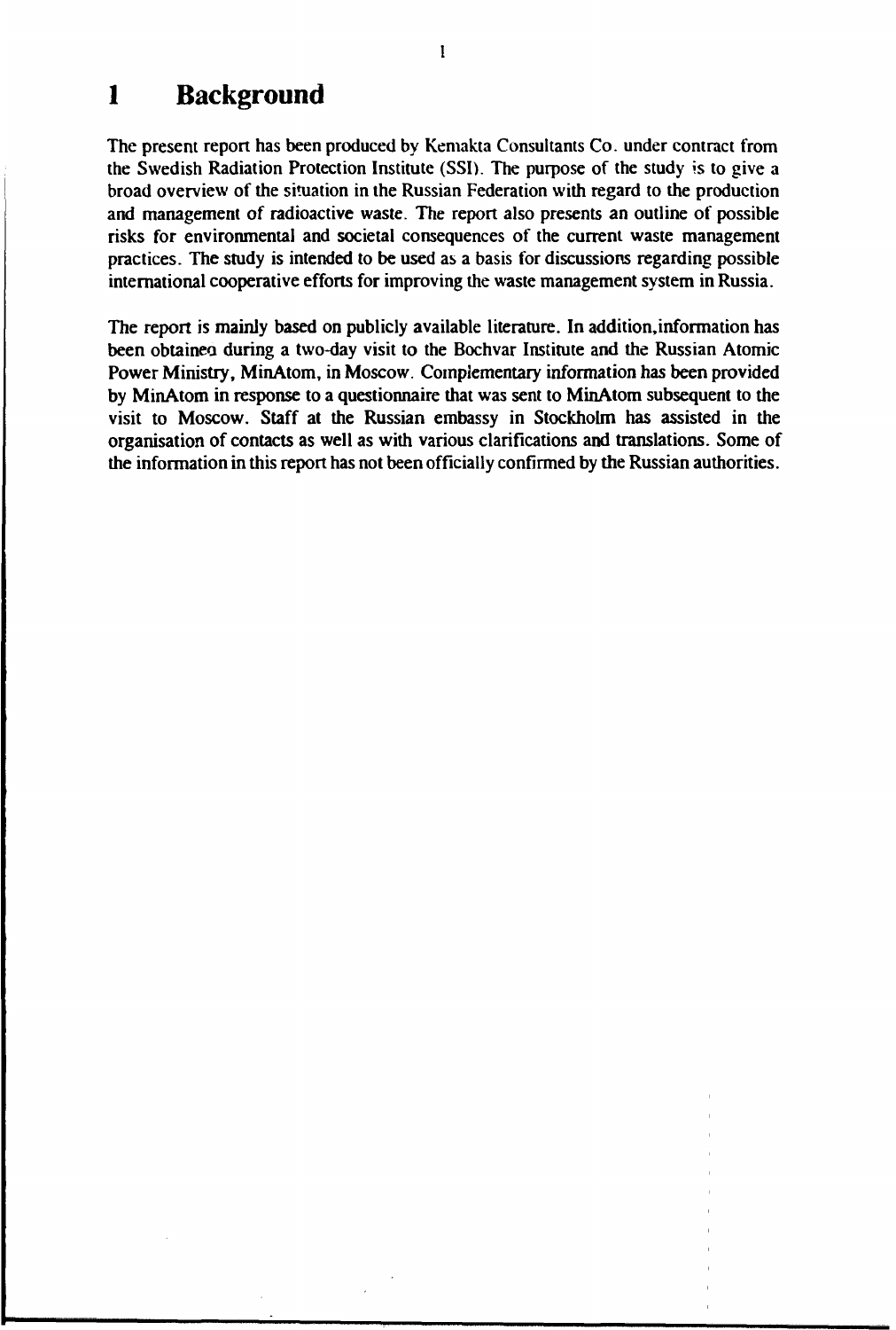# 1 Background

The present report has been produced by Kemakta Consultants Co. under contract from the Swedish Radiation Protection Institute (SSI). The purpose of the study is to give a broad overview of the situation in the Russian Federation with regard to the production and management of radioactive waste. The report also presents an outline of possible risks for environmental and societal consequences of the current waste management practices. The study is intended to be used as a basis for discussions regarding possible international cooperative efforts for improving the waste management system in Russia.

The report is mainly based on publicly available literature. In addition, information has been obtained during a two-day visit to the Bochvar Institute and the Russian Atomic Power Ministry, MinAtom, in Moscow. Complementary information has been provided by MinAtom in response to a questionnaire that was sent to MinAtom subsequent to the visit to Moscow. Staff at the Russian embassy in Stockholm has assisted in the organisation of contacts as well as with various clarifications and translations. Some of the information in this report has not been officially confirmed by the Russian authorities.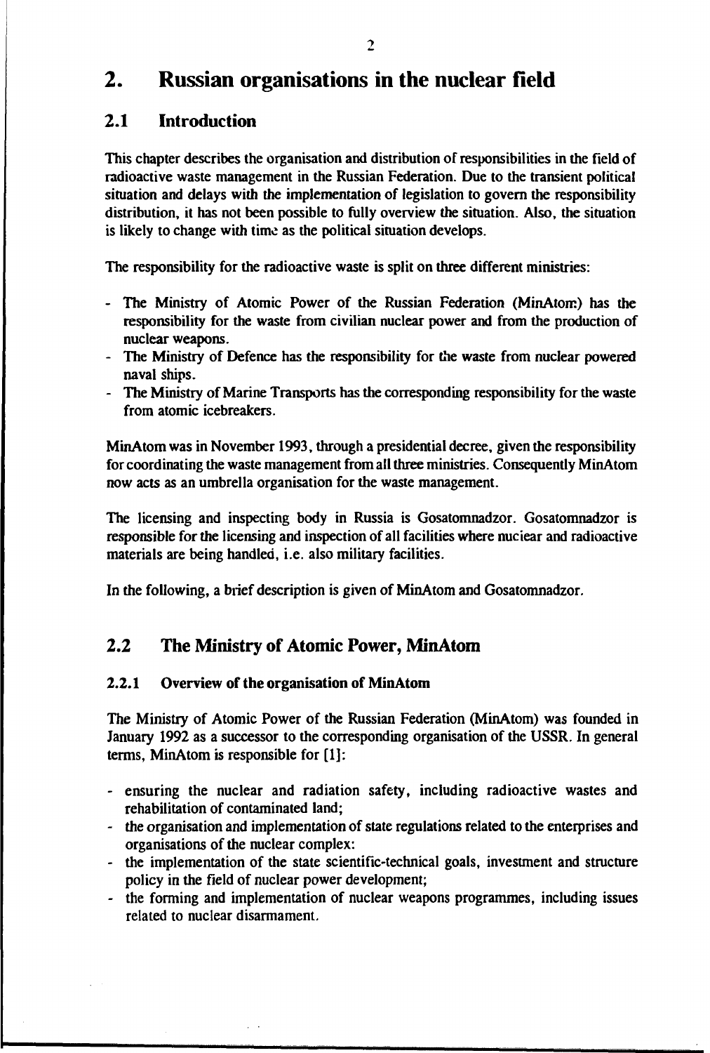# 2. Russian organisations in the nuclear field

## 2.1 Introduction

This chapter describes the organisation and distribution of responsibilities in the field of radioactive waste management in the Russian Federation. Due to the transient political situation and delays with the implementation of legislation to govern the responsibility distribution, it has not been possible to fully overview the situation. Also, the situation is likely to change with time as the political situation develops.

The responsibility for the radioactive waste is split on three different ministries:

- The Ministry of Atomic Power of the Russian Federation (MinAtom) has the responsibility for the waste from civilian nuclear power and from the production of nuclear weapons.
- The Ministry of Defence has the responsibility for the waste from nuclear powered naval ships.
- The Ministry of Marine Transports has the corresponding responsibility for the waste from atomic icebreakers.

MinAtom was in November 1993, through a presidential decree, given the responsibility for coordinating the waste management from all three ministries. Consequently MinAtom now acts as an umbrella organisation for the waste management.

The licensing and inspecting body in Russia is Gosatomnadzor. Gosatomnadzor is responsible for the licensing and inspection of all facilities where nuclear and radioactive materials are being handled, i.e. also military facilities.

In the following, a brief description is given of MinAtom and Gosatomnadzor.

## 2.2 The Ministry of Atomic Power, MinAtom

### 2.2.1 Overview of the organisation of MinAtom

The Ministry of Atomic Power of the Russian Federation (MinAtom) was founded in January 1992 as a successor to the corresponding organisation of the USSR. In general terms, MinAtom is responsible for [1]:

- ensuring the nuclear and radiation safety, including radioactive wastes and rehabilitation of contaminated land;
- the organisation and implementation of state regulations related to the enterprises and organisations of the nuclear complex:
- the implementation of the state scientific-technical goals, investment and structure policy in the field of nuclear power development;
- the forming and implementation of nuclear weapons programmes, including issues related to nuclear disarmament.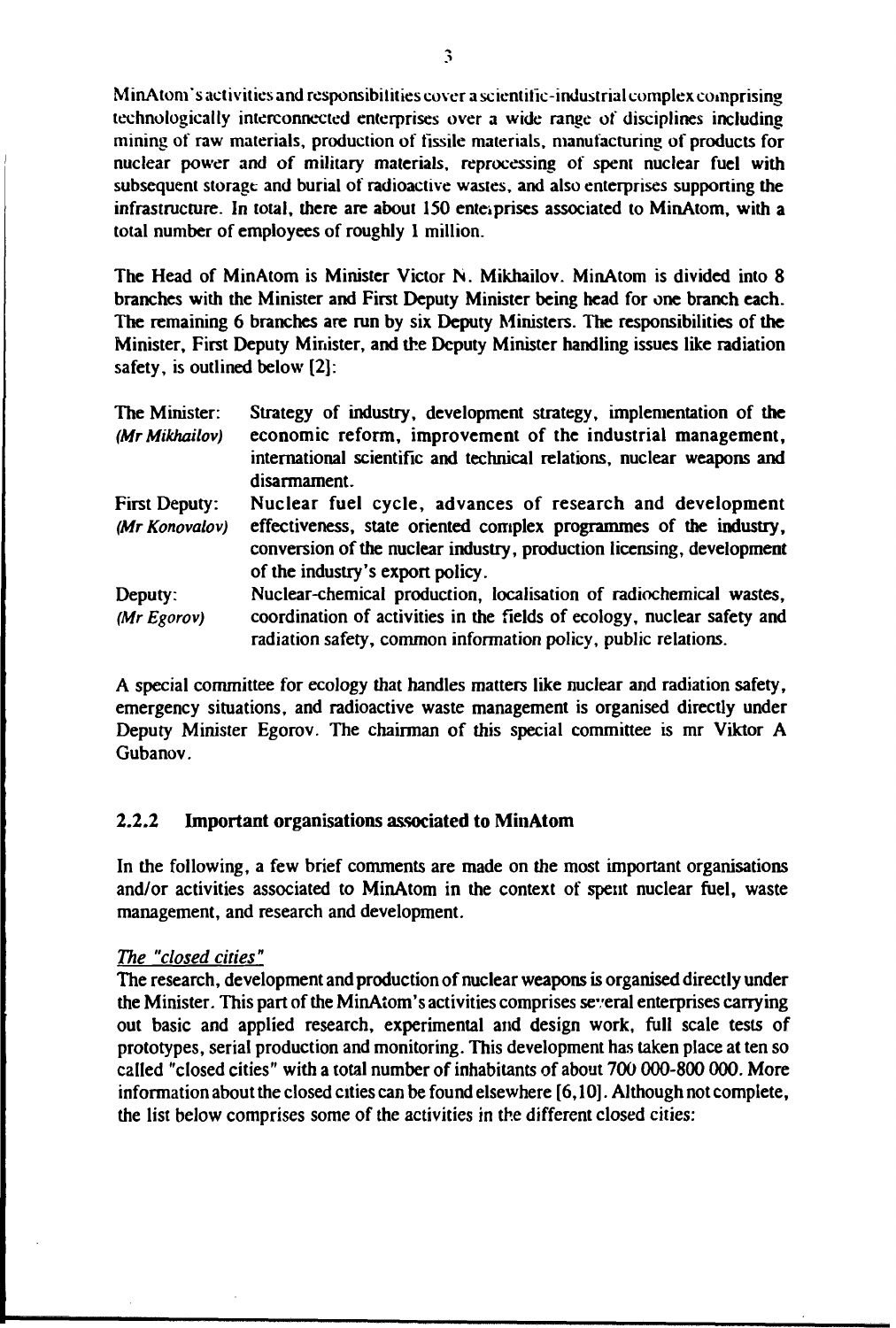MinAtom's activities and responsibilities cover a scientific-industrial complex comprising technologically interconnected enterprises over a wide range of disciplines including mining of raw materials, production of fissile materials, manufacturing of products for nuclear power and of military materials, reprocessing of spent nuclear fuel with subsequent storage and burial of radioactive wastes, and also enterprises supporting the infrastructure. In total, there are about 150 enterprises associated to MinAtom, with a total number of employees of roughly 1 million.

The Head of MinAtom is Minister Victor N. Mikhailov. MinAtom is divided into 8 branches with the Minister and First Deputy Minister being head for one branch each. The remaining 6 branches are run by six Deputy Ministers. The responsibilities of the Minister, First Deputy Minister, and the Deputy Minister handling issues like radiation safety, is outlined below [2]:

| | |
|---|---|
| The Minister: *(Mr Mikhailov)* | Strategy of industry, development strategy, implementation of the economic reform, improvement of the industrial management, international scientific and technical relations, nuclear weapons and disarmament. |
| First Deputy: *(Mr Konovalov)* | Nuclear fuel cycle, advances of research and development effectiveness, state oriented complex programmes of the industry, conversion of the nuclear industry, production licensing, development of the industry's export policy. |
| Deputy: *(Mr Egorov)* | Nuclear-chemical production, localisation of radiochemical wastes, coordination of activities in the fields of ecology, nuclear safety and radiation safety, common information policy, public relations. |

A special committee for ecology that handles matters like nuclear and radiation safety, emergency situations, and radioactive waste management is organised directly under Deputy Minister Egorov. The chairman of this special committee is mr Viktor A Gubanov.

### 2.2.2 Important organisations associated to MinAtom

In the following, a few brief comments are made on the most important organisations and/or activities associated to MinAtom in the context of spent nuclear fuel, waste management, and research and development.

*The "closed cities"*

The research, development and production of nuclear weapons is organised directly under the Minister. This part of the MinAtom's activities comprises several enterprises carrying out basic and applied research, experimental and design work, full scale tests of prototypes, serial production and monitoring. This development has taken place at ten so called "closed cities" with a total number of inhabitants of about 700 000-800 000. More information about the closed cities can be found elsewhere [6,10]. Although not complete, the list below comprises some of the activities in the different closed cities: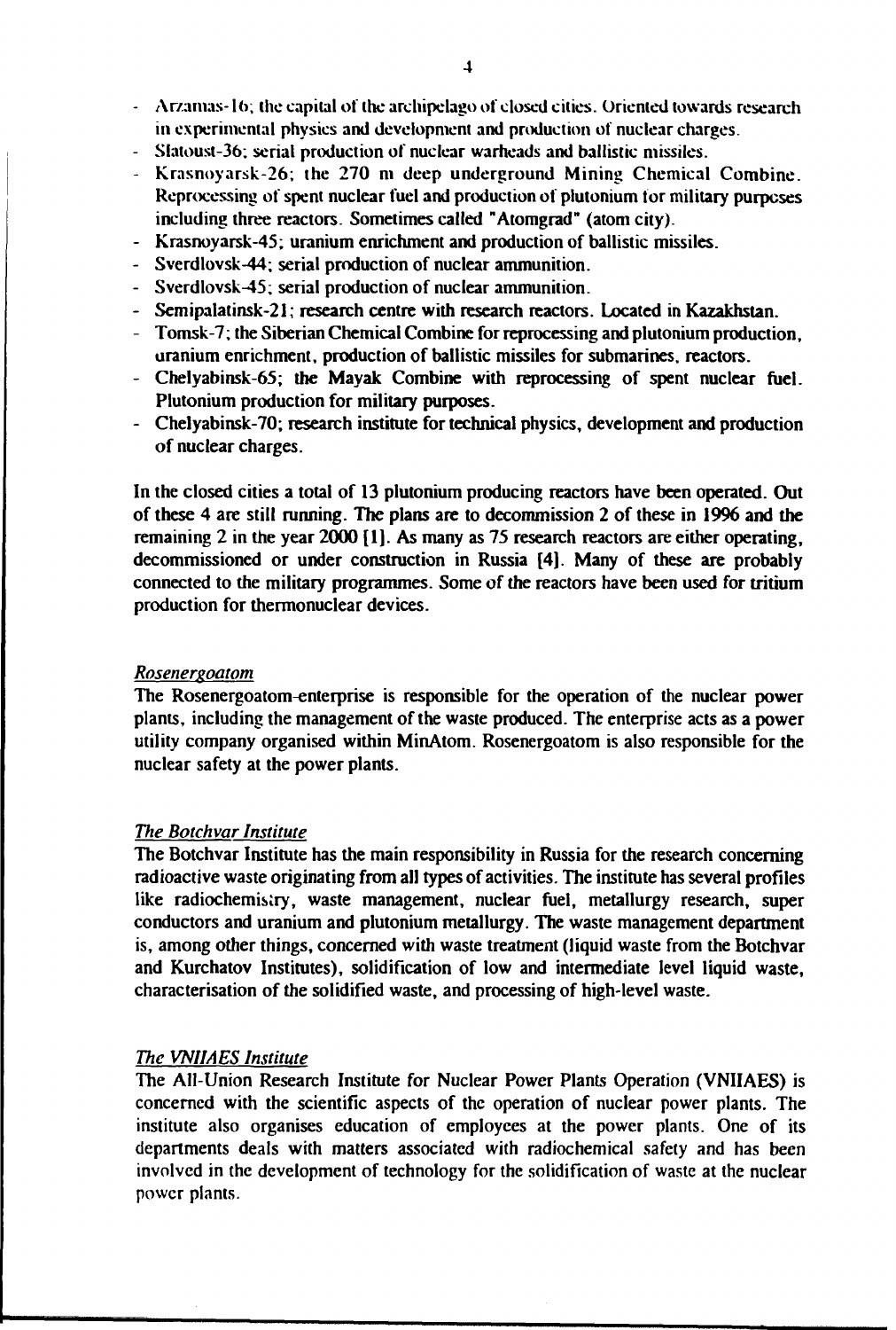- Arzamas-16; the capital of the archipelago of closed cities. Oriented towards research in experimental physics and development and production of nuclear charges.
- Slatoust-36; serial production of nuclear warheads and ballistic missiles.
- Krasnoyarsk-26; the 270 m deep underground Mining Chemical Combine. Reprocessing of spent nuclear fuel and production of plutonium for military purposes including three reactors. Sometimes called "Atomgrad" (atom city).
- Krasnoyarsk-45; uranium enrichment and production of ballistic missiles.
- Sverdlovsk-44; serial production of nuclear ammunition.
- Sverdlovsk-45; serial production of nuclear ammunition.
- Semipalatinsk-21; research centre with research reactors. Located in Kazakhstan.
- Tomsk-7; the Siberian Chemical Combine for reprocessing and plutonium production, uranium enrichment, production of ballistic missiles for submarines, reactors.
- Chelyabinsk-65; the Mayak Combine with reprocessing of spent nuclear fuel. Plutonium production for military purposes.
- Chelyabinsk-70; research institute for technical physics, development and production of nuclear charges.

In the closed cities a total of 13 plutonium producing reactors have been operated. Out of these 4 are still running. The plans are to decommission 2 of these in 1996 and the remaining 2 in the year 2000 [1]. As many as 75 research reactors are either operating, decommissioned or under construction in Russia [4]. Many of these are probably connected to the military programmes. Some of the reactors have been used for tritium production for thermonuclear devices.

*Rosenergoatom*

The Rosenergoatom-enterprise is responsible for the operation of the nuclear power plants, including the management of the waste produced. The enterprise acts as a power utility company organised within MinAtom. Rosenergoatom is also responsible for the nuclear safety at the power plants.

*The Botchvar Institute*

The Botchvar Institute has the main responsibility in Russia for the research concerning radioactive waste originating from all types of activities. The institute has several profiles like radiochemistry, waste management, nuclear fuel, metallurgy research, super conductors and uranium and plutonium metallurgy. The waste management department is, among other things, concerned with waste treatment (liquid waste from the Botchvar and Kurchatov Institutes), solidification of low and intermediate level liquid waste, characterisation of the solidified waste, and processing of high-level waste.

*The VNIIAES Institute*

The All-Union Research Institute for Nuclear Power Plants Operation (VNIIAES) is concerned with the scientific aspects of the operation of nuclear power plants. The institute also organises education of employees at the power plants. One of its departments deals with matters associated with radiochemical safety and has been involved in the development of technology for the solidification of waste at the nuclear power plants.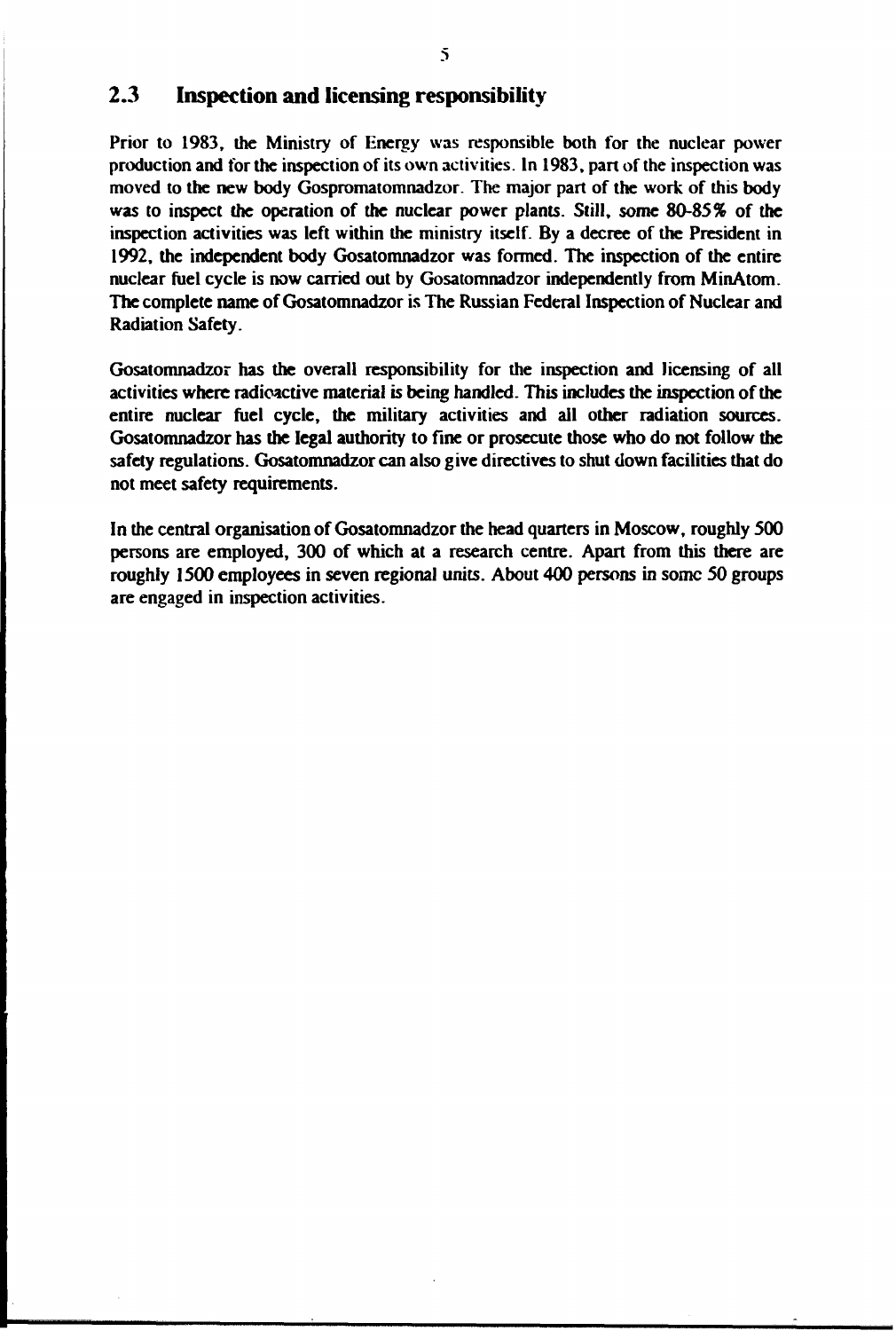## 2.3 Inspection and licensing responsibility

Prior to 1983, the Ministry of Energy was responsible both for the nuclear power production and for the inspection of its own activities. In 1983, part of the inspection was moved to the new body Gospromatomnadzor. The major part of the work of this body was to inspect the operation of the nuclear power plants. Still, some 80-85% of the inspection activities was left within the ministry itself. By a decree of the President in 1992, the independent body Gosatomnadzor was formed. The inspection of the entire nuclear fuel cycle is now carried out by Gosatomnadzor independently from MinAtom. The complete name of Gosatomnadzor is The Russian Federal Inspection of Nuclear and Radiation Safety.

Gosatomnadzor has the overall responsibility for the inspection and licensing of all activities where radioactive material is being handled. This includes the inspection of the entire nuclear fuel cycle, the military activities and all other radiation sources. Gosatomnadzor has the legal authority to fine or prosecute those who do not follow the safety regulations. Gosatomnadzor can also give directives to shut down facilities that do not meet safety requirements.

In the central organisation of Gosatomnadzor the head quarters in Moscow, roughly 500 persons are employed, 300 of which at a research centre. Apart from this there are roughly 1500 employees in seven regional units. About 400 persons in some 50 groups are engaged in inspection activities.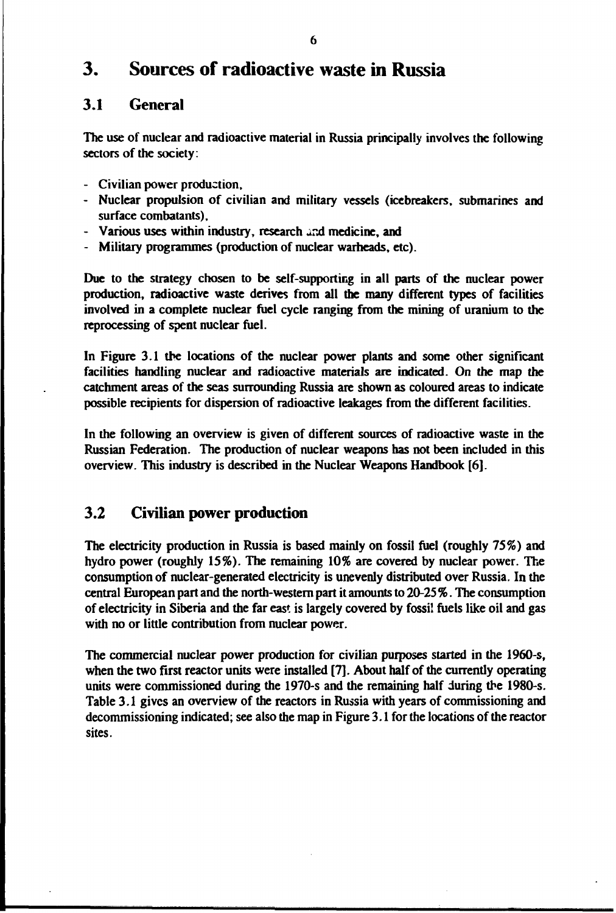# 3. Sources of radioactive waste in Russia

## 3.1 General

The use of nuclear and radioactive material in Russia principally involves the following sectors of the society:

- Civilian power production,
- Nuclear propulsion of civilian and military vessels (icebreakers, submarines and surface combatants),
- Various uses within industry, research and medicine, and
- Military programmes (production of nuclear warheads, etc).

Due to the strategy chosen to be self-supporting in all parts of the nuclear power production, radioactive waste derives from all the many different types of facilities involved in a complete nuclear fuel cycle ranging from the mining of uranium to the reprocessing of spent nuclear fuel.

In Figure 3.1 the locations of the nuclear power plants and some other significant facilities handling nuclear and radioactive materials are indicated. On the map the catchment areas of the seas surrounding Russia are shown as coloured areas to indicate possible recipients for dispersion of radioactive leakages from the different facilities.

In the following an overview is given of different sources of radioactive waste in the Russian Federation. The production of nuclear weapons has not been included in this overview. This industry is described in the Nuclear Weapons Handbook [6].

## 3.2 Civilian power production

The electricity production in Russia is based mainly on fossil fuel (roughly 75%) and hydro power (roughly 15%). The remaining 10% are covered by nuclear power. The consumption of nuclear-generated electricity is unevenly distributed over Russia. In the central European part and the north-western part it amounts to 20-25%. The consumption of electricity in Siberia and the far east is largely covered by fossil fuels like oil and gas with no or little contribution from nuclear power.

The commercial nuclear power production for civilian purposes started in the 1960-s, when the two first reactor units were installed [7]. About half of the currently operating units were commissioned during the 1970-s and the remaining half during the 1980-s. Table 3.1 gives an overview of the reactors in Russia with years of commissioning and decommissioning indicated; see also the map in Figure 3.1 for the locations of the reactor sites.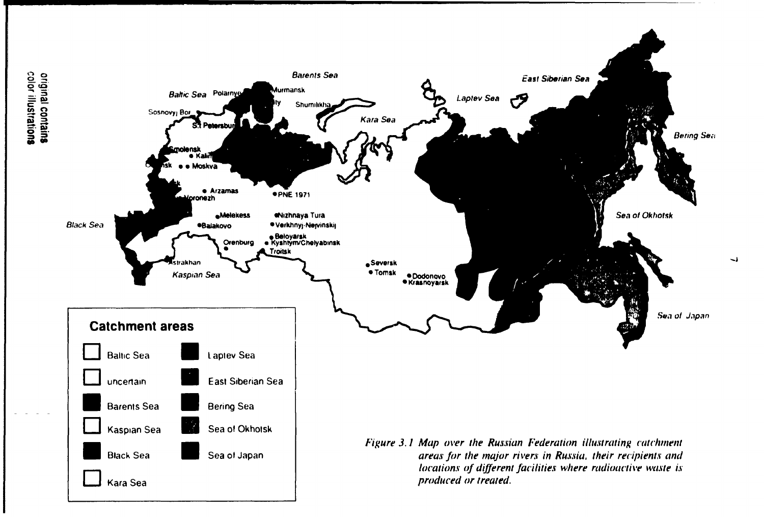*Figure 3.1 Map over the Russian Federation illustrating catchment areas for the major rivers in Russia, their recipients and locations of different facilities where radioactive waste is produced or treated.*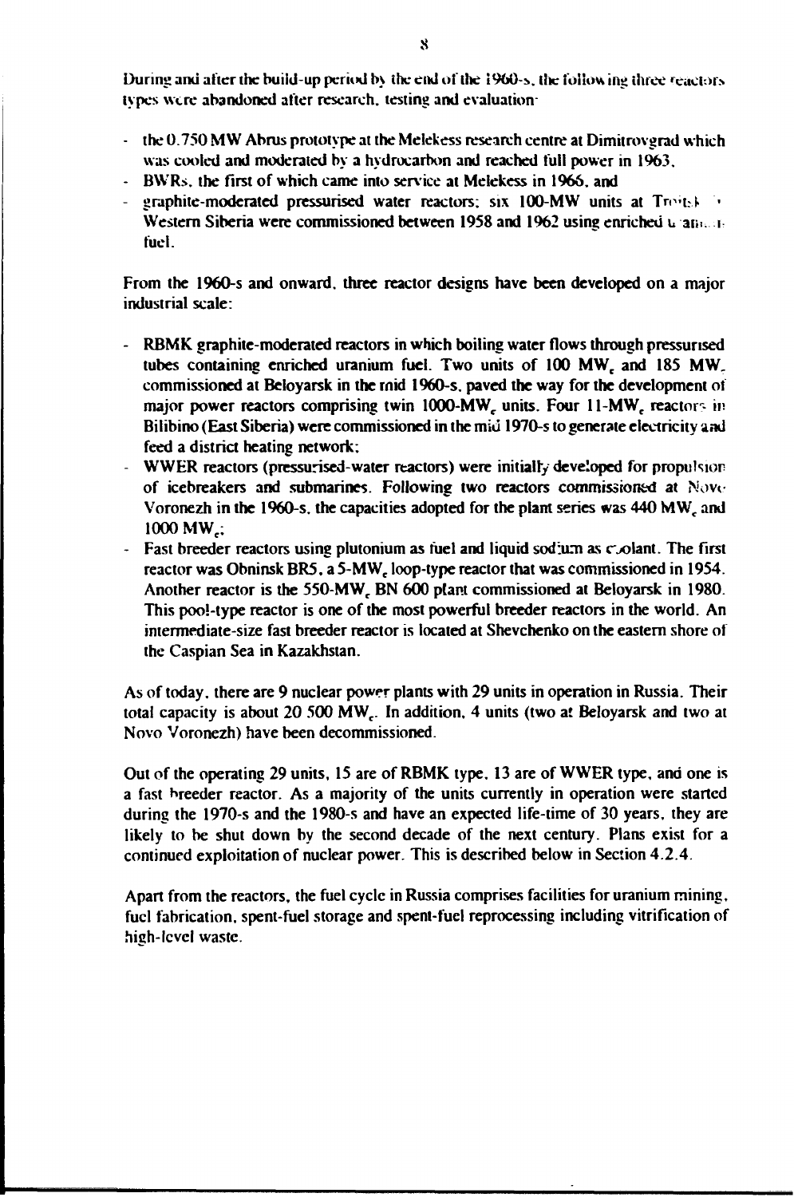During and after the build-up period by the end of the 1960-s, the following three reactors types were abandoned after research, testing and evaluation:

- the 0.750 MW Abrus prototype at the Melekess research centre at Dimitrovgrad which was cooled and moderated by a hydrocarbon and reached full power in 1963,
- BWRs, the first of which came into service at Melekess in 1966, and
- graphite-moderated pressurised water reactors; six 100-MW units at Troitsk in Western Siberia were commissioned between 1958 and 1962 using enriched uranium fuel.

From the 1960-s and onward, three reactor designs have been developed on a major industrial scale:

- RBMK graphite-moderated reactors in which boiling water flows through pressurised tubes containing enriched uranium fuel. Two units of 100 $MW_e$ and 185 $MW_e$ commissioned at Beloyarsk in the mid 1960-s, paved the way for the development of major power reactors comprising twin 1000-$MW_e$ units. Four 11-$MW_e$ reactors in Bilibino (East Siberia) were commissioned in the mid 1970-s to generate electricity and feed a district heating network;
- WWER reactors (pressurised-water reactors) were initially developed for propulsion of icebreakers and submarines. Following two reactors commissioned at Novo Voronezh in the 1960-s, the capacities adopted for the plant series was 440 $MW_e$ and 1000 $MW_e$;
- Fast breeder reactors using plutonium as fuel and liquid sodium as coolant. The first reactor was Obninsk BR5, a 5-$MW_e$ loop-type reactor that was commissioned in 1954. Another reactor is the 550-$MW_e$ BN 600 plant commissioned at Beloyarsk in 1980. This pool-type reactor is one of the most powerful breeder reactors in the world. An intermediate-size fast breeder reactor is located at Shevchenko on the eastern shore of the Caspian Sea in Kazakhstan.

As of today, there are 9 nuclear power plants with 29 units in operation in Russia. Their total capacity is about 20 500 $MW_e$. In addition, 4 units (two at Beloyarsk and two at Novo Voronezh) have been decommissioned.

Out of the operating 29 units, 15 are of RBMK type, 13 are of WWER type, and one is a fast breeder reactor. As a majority of the units currently in operation were started during the 1970-s and the 1980-s and have an expected life-time of 30 years, they are likely to be shut down by the second decade of the next century. Plans exist for a continued exploitation of nuclear power. This is described below in Section 4.2.4.

Apart from the reactors, the fuel cycle in Russia comprises facilities for uranium mining, fuel fabrication, spent-fuel storage and spent-fuel reprocessing including vitrification of high-level waste.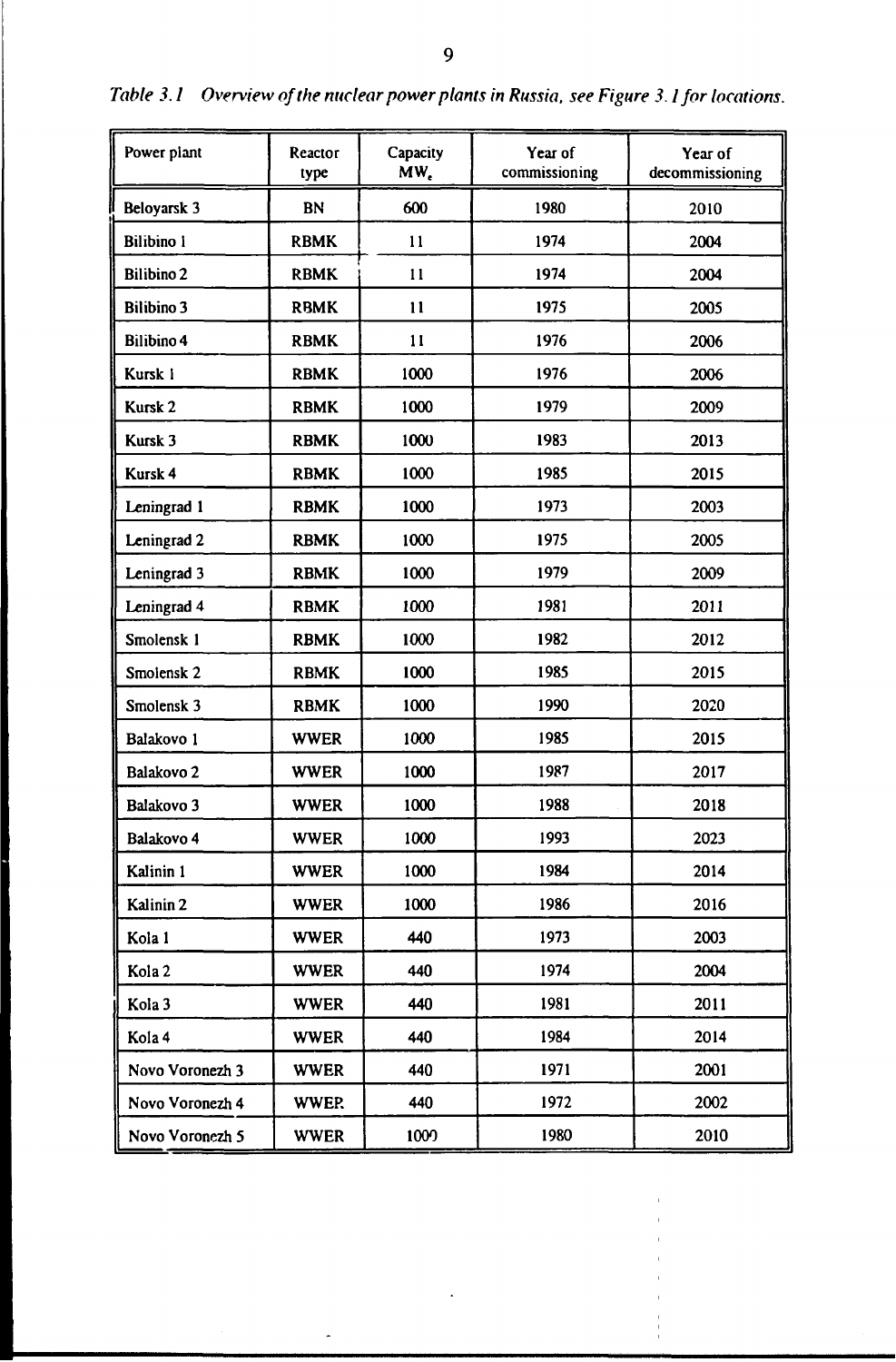*Table 3.1 Overview of the nuclear power plants in Russia, see Figure 3.1 for locations.*

| Power plant | Reactor type | Capacity $MW_e$ | Year of commissioning | Year of decommissioning |
|---|---|---|---|---|
| Beloyarsk 3 | BN | 600 | 1980 | 2010 |
| Bilibino 1 | RBMK | 11 | 1974 | 2004 |
| Bilibino 2 | RBMK | 11 | 1974 | 2004 |
| Bilibino 3 | RBMK | 11 | 1975 | 2005 |
| Bilibino 4 | RBMK | 11 | 1976 | 2006 |
| Kursk 1 | RBMK | 1000 | 1976 | 2006 |
| Kursk 2 | RBMK | 1000 | 1979 | 2009 |
| Kursk 3 | RBMK | 1000 | 1983 | 2013 |
| Kursk 4 | RBMK | 1000 | 1985 | 2015 |
| Leningrad 1 | RBMK | 1000 | 1973 | 2003 |
| Leningrad 2 | RBMK | 1000 | 1975 | 2005 |
| Leningrad 3 | RBMK | 1000 | 1979 | 2009 |
| Leningrad 4 | RBMK | 1000 | 1981 | 2011 |
| Smolensk 1 | RBMK | 1000 | 1982 | 2012 |
| Smolensk 2 | RBMK | 1000 | 1985 | 2015 |
| Smolensk 3 | RBMK | 1000 | 1990 | 2020 |
| Balakovo 1 | WWER | 1000 | 1985 | 2015 |
| Balakovo 2 | WWER | 1000 | 1987 | 2017 |
| Balakovo 3 | WWER | 1000 | 1988 | 2018 |
| Balakovo 4 | WWER | 1000 | 1993 | 2023 |
| Kalinin 1 | WWER | 1000 | 1984 | 2014 |
| Kalinin 2 | WWER | 1000 | 1986 | 2016 |
| Kola 1 | WWER | 440 | 1973 | 2003 |
| Kola 2 | WWER | 440 | 1974 | 2004 |
| Kola 3 | WWER | 440 | 1981 | 2011 |
| Kola 4 | WWER | 440 | 1984 | 2014 |
| Novo Voronezh 3 | WWER | 440 | 1971 | 2001 |
| Novo Voronezh 4 | WWER | 440 | 1972 | 2002 |
| Novo Voronezh 5 | WWER | 1000 | 1980 | 2010 |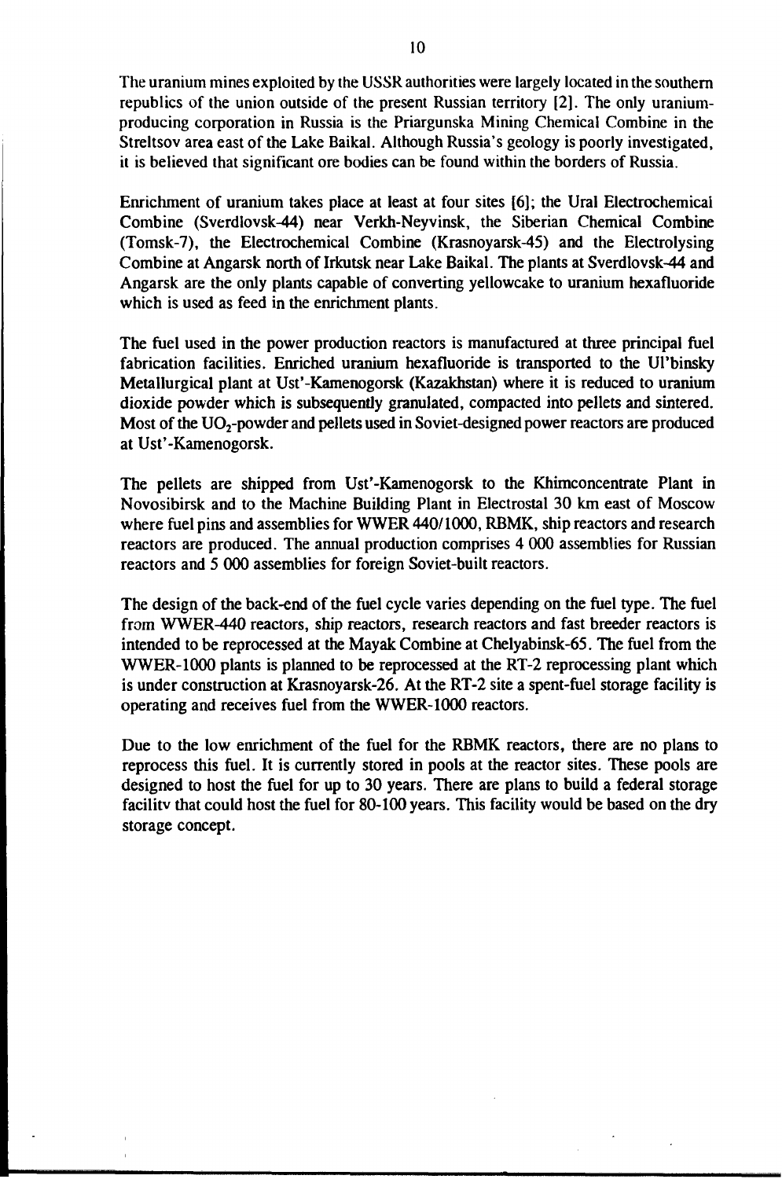The uranium mines exploited by the USSR authorities were largely located in the southern republics of the union outside of the present Russian territory [2]. The only uranium-producing corporation in Russia is the Priargunska Mining Chemical Combine in the Streltsov area east of the Lake Baikal. Although Russia's geology is poorly investigated, it is believed that significant ore bodies can be found within the borders of Russia.

Enrichment of uranium takes place at least at four sites [6]; the Ural Electrochemical Combine (Sverdlovsk-44) near Verkh-Neyvinsk, the Siberian Chemical Combine (Tomsk-7), the Electrochemical Combine (Krasnoyarsk-45) and the Electrolysing Combine at Angarsk north of Irkutsk near Lake Baikal. The plants at Sverdlovsk-44 and Angarsk are the only plants capable of converting yellowcake to uranium hexafluoride which is used as feed in the enrichment plants.

The fuel used in the power production reactors is manufactured at three principal fuel fabrication facilities. Enriched uranium hexafluoride is transported to the Ul'binsky Metallurgical plant at Ust'-Kamenogorsk (Kazakhstan) where it is reduced to uranium dioxide powder which is subsequently granulated, compacted into pellets and sintered. Most of the $UO_2$-powder and pellets used in Soviet-designed power reactors are produced at Ust'-Kamenogorsk.

The pellets are shipped from Ust'-Kamenogorsk to the Khimconcentrate Plant in Novosibirsk and to the Machine Building Plant in Electrostal 30 km east of Moscow where fuel pins and assemblies for WWER 440/1000, RBMK, ship reactors and research reactors are produced. The annual production comprises 4 000 assemblies for Russian reactors and 5 000 assemblies for foreign Soviet-built reactors.

The design of the back-end of the fuel cycle varies depending on the fuel type. The fuel from WWER-440 reactors, ship reactors, research reactors and fast breeder reactors is intended to be reprocessed at the Mayak Combine at Chelyabinsk-65. The fuel from the WWER-1000 plants is planned to be reprocessed at the RT-2 reprocessing plant which is under construction at Krasnoyarsk-26. At the RT-2 site a spent-fuel storage facility is operating and receives fuel from the WWER-1000 reactors.

Due to the low enrichment of the fuel for the RBMK reactors, there are no plans to reprocess this fuel. It is currently stored in pools at the reactor sites. These pools are designed to host the fuel for up to 30 years. There are plans to build a federal storage facilitv that could host the fuel for 80-100 years. This facility would be based on the dry storage concept.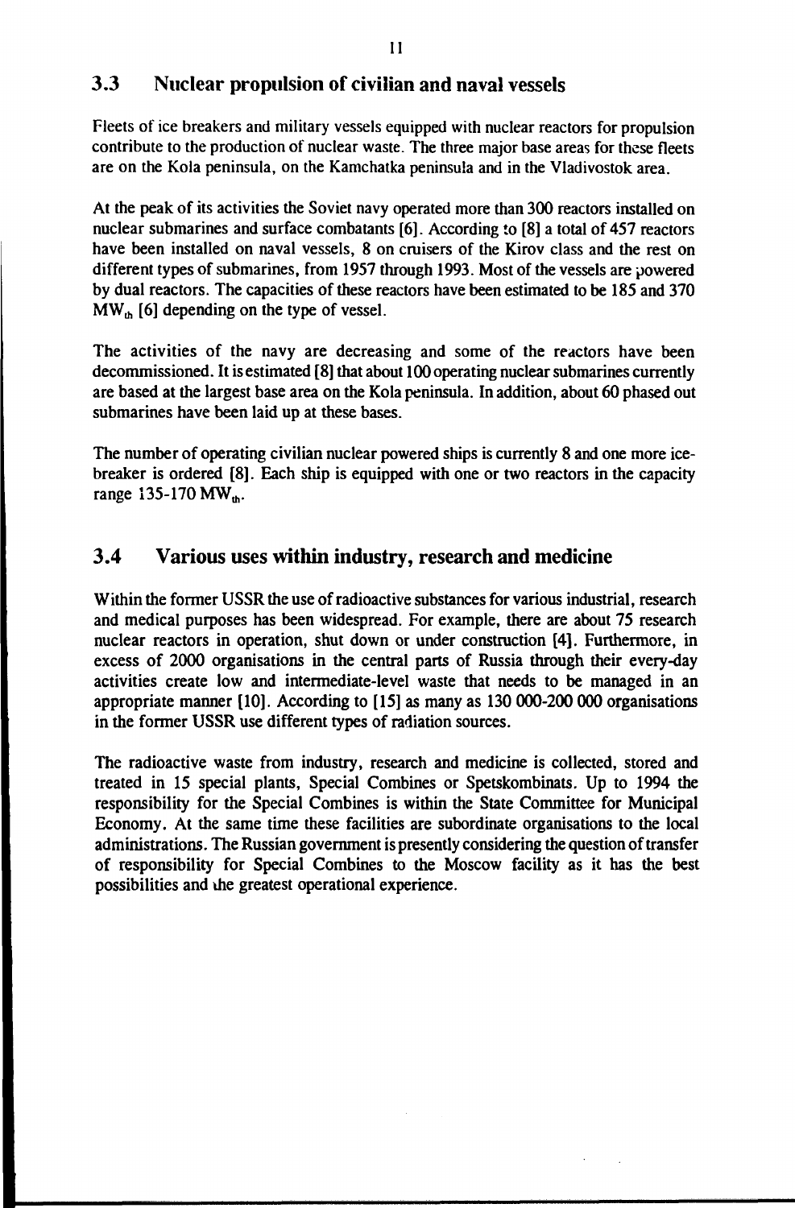## 3.3 Nuclear propulsion of civilian and naval vessels

Fleets of ice breakers and military vessels equipped with nuclear reactors for propulsion contribute to the production of nuclear waste. The three major base areas for these fleets are on the Kola peninsula, on the Kamchatka peninsula and in the Vladivostok area.

At the peak of its activities the Soviet navy operated more than 300 reactors installed on nuclear submarines and surface combatants [6]. According to [8] a total of 457 reactors have been installed on naval vessels, 8 on cruisers of the Kirov class and the rest on different types of submarines, from 1957 through 1993. Most of the vessels are powered by dual reactors. The capacities of these reactors have been estimated to be 185 and 370 $MW_{th}$ [6] depending on the type of vessel.

The activities of the navy are decreasing and some of the reactors have been decommissioned. It is estimated [8] that about 100 operating nuclear submarines currently are based at the largest base area on the Kola peninsula. In addition, about 60 phased out submarines have been laid up at these bases.

The number of operating civilian nuclear powered ships is currently 8 and one more ice-breaker is ordered [8]. Each ship is equipped with one or two reactors in the capacity range 135-170 $MW_{th}$.

## 3.4 Various uses within industry, research and medicine

Within the former USSR the use of radioactive substances for various industrial, research and medical purposes has been widespread. For example, there are about 75 research nuclear reactors in operation, shut down or under construction [4]. Furthermore, in excess of 2000 organisations in the central parts of Russia through their every-day activities create low and intermediate-level waste that needs to be managed in an appropriate manner [10]. According to [15] as many as 130 000-200 000 organisations in the former USSR use different types of radiation sources.

The radioactive waste from industry, research and medicine is collected, stored and treated in 15 special plants, Special Combines or Spetskombinats. Up to 1994 the responsibility for the Special Combines is within the State Committee for Municipal Economy. At the same time these facilities are subordinate organisations to the local administrations. The Russian government is presently considering the question of transfer of responsibility for Special Combines to the Moscow facility as it has the best possibilities and the greatest operational experience.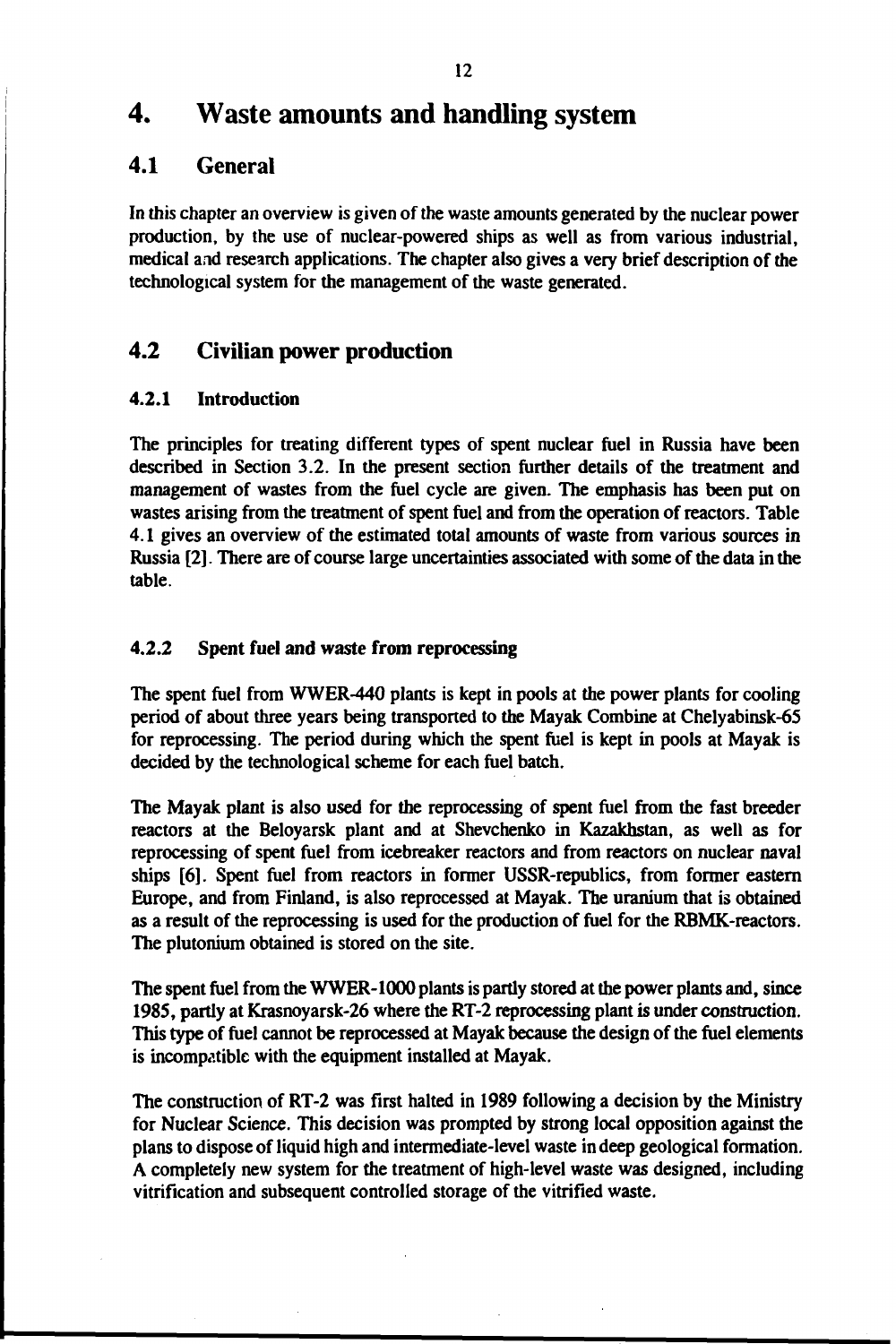# 4. Waste amounts and handling system

## 4.1 General

In this chapter an overview is given of the waste amounts generated by the nuclear power production, by the use of nuclear-powered ships as well as from various industrial, medical and research applications. The chapter also gives a very brief description of the technological system for the management of the waste generated.

## 4.2 Civilian power production

### 4.2.1 Introduction

The principles for treating different types of spent nuclear fuel in Russia have been described in Section 3.2. In the present section further details of the treatment and management of wastes from the fuel cycle are given. The emphasis has been put on wastes arising from the treatment of spent fuel and from the operation of reactors. Table 4.1 gives an overview of the estimated total amounts of waste from various sources in Russia [2]. There are of course large uncertainties associated with some of the data in the table.

### 4.2.2 Spent fuel and waste from reprocessing

The spent fuel from WWER-440 plants is kept in pools at the power plants for cooling period of about three years being transported to the Mayak Combine at Chelyabinsk-65 for reprocessing. The period during which the spent fuel is kept in pools at Mayak is decided by the technological scheme for each fuel batch.

The Mayak plant is also used for the reprocessing of spent fuel from the fast breeder reactors at the Beloyarsk plant and at Shevchenko in Kazakhstan, as well as for reprocessing of spent fuel from icebreaker reactors and from reactors on nuclear naval ships [6]. Spent fuel from reactors in former USSR-republics, from former eastern Europe, and from Finland, is also reprocessed at Mayak. The uranium that is obtained as a result of the reprocessing is used for the production of fuel for the RBMK-reactors. The plutonium obtained is stored on the site.

The spent fuel from the WWER-1000 plants is partly stored at the power plants and, since 1985, partly at Krasnoyarsk-26 where the RT-2 reprocessing plant is under construction. This type of fuel cannot be reprocessed at Mayak because the design of the fuel elements is incompatible with the equipment installed at Mayak.

The construction of RT-2 was first halted in 1989 following a decision by the Ministry for Nuclear Science. This decision was prompted by strong local opposition against the plans to dispose of liquid high and intermediate-level waste in deep geological formation. A completely new system for the treatment of high-level waste was designed, including vitrification and subsequent controlled storage of the vitrified waste.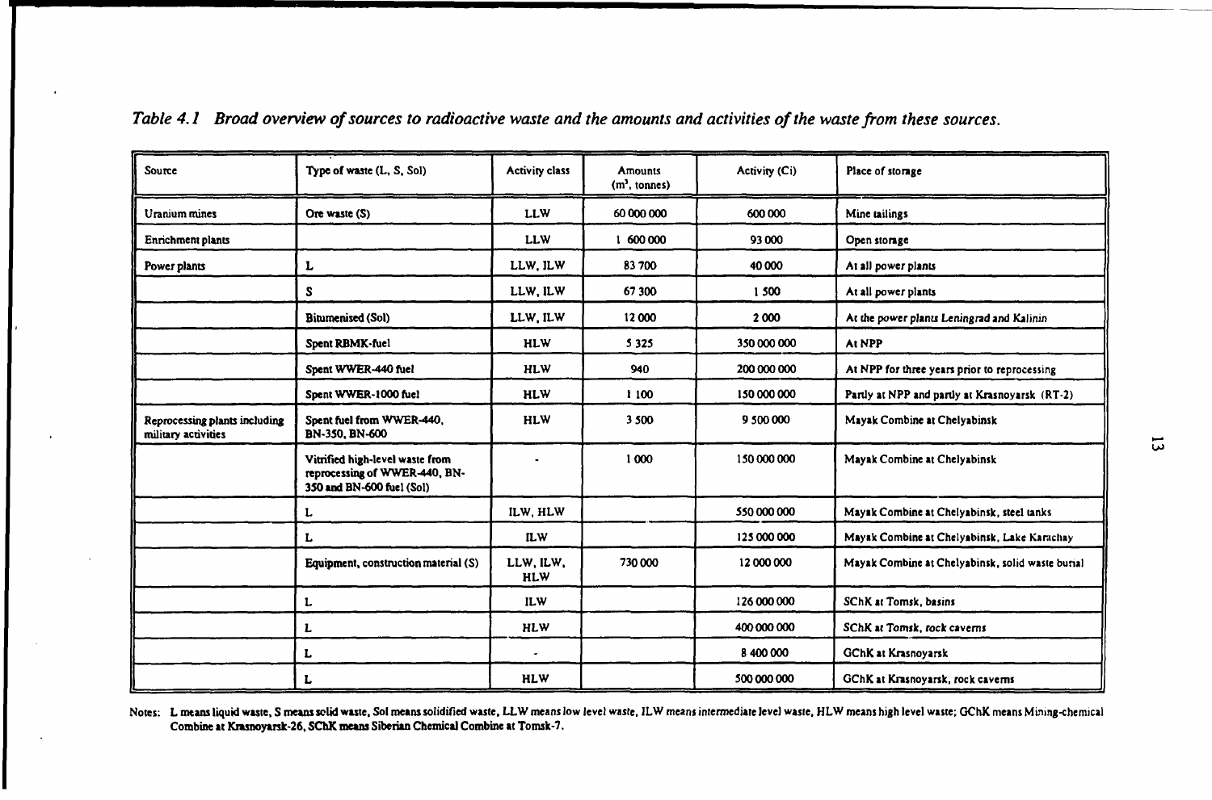*Table 4.1 Broad overview of sources to radioactive waste and the amounts and activities of the waste from these sources.*

| Source | Type of waste (L, S, Sol) | Activity class | Amounts ($m^3$, tonnes) | Activity (Ci) | Place of storage |
|---|---|---|---|---|---|
| Uranium mines | Ore waste (S) | LLW | 60 000 000 | 600 000 | Mine tailings |
| Enrichment plants | | LLW | 1 600 000 | 93 000 | Open storage |
| Power plants | L | LLW, ILW | 83 700 | 40 000 | At all power plants |
| | S | LLW, ILW | 67 300 | 1 500 | At all power plants |
| | Bitumenised (Sol) | LLW, ILW | 12 000 | 2 000 | At the power plants Leningrad and Kalinin |
| | Spent RBMK-fuel | HLW | 5 325 | 350 000 000 | At NPP |
| | Spent WWER-440 fuel | HLW | 940 | 200 000 000 | At NPP for three years prior to reprocessing |
| | Spent WWER-1000 fuel | HLW | 1 100 | 150 000 000 | Partly at NPP and partly at Krasnoyarsk (RT-2) |
| Reprocessing plants including military activities | Spent fuel from WWER-440, BN-350, BN-600 | HLW | 3 500 | 9 500 000 | Mayak Combine at Chelyabinsk |
| | Vitrified high-level waste from reprocessing of WWER-440, BN-350 and BN-600 fuel (Sol) | - | 1 000 | 150 000 000 | Mayak Combine at Chelyabinsk |
| | L | ILW, HLW | | 550 000 000 | Mayak Combine at Chelyabinsk, steel tanks |
| | L | ILW | | 125 000 000 | Mayak Combine at Chelyabinsk, Lake Karachay |
| | Equipment, construction material (S) | LLW, ILW, HLW | 730 000 | 12 000 000 | Mayak Combine at Chelyabinsk, solid waste burial |
| | L | ILW | | 126 000 000 | SChK at Tomsk, basins |
| | L | HLW | | 400 000 000 | SChK at Tomsk, rock caverns |
| | L | - | | 8 400 000 | GChK at Krasnoyarsk |
| | L | HLW | | 500 000 000 | GChK at Krasnoyarsk, rock caverns |

Notes: L means liquid waste, S means solid waste, Sol means solidified waste, LLW means low level waste, ILW means intermediate level waste, HLW means high level waste; GChK means Mining-chemical Combine at Krasnoyarsk-26, SChK means Siberian Chemical Combine at Tomsk-7.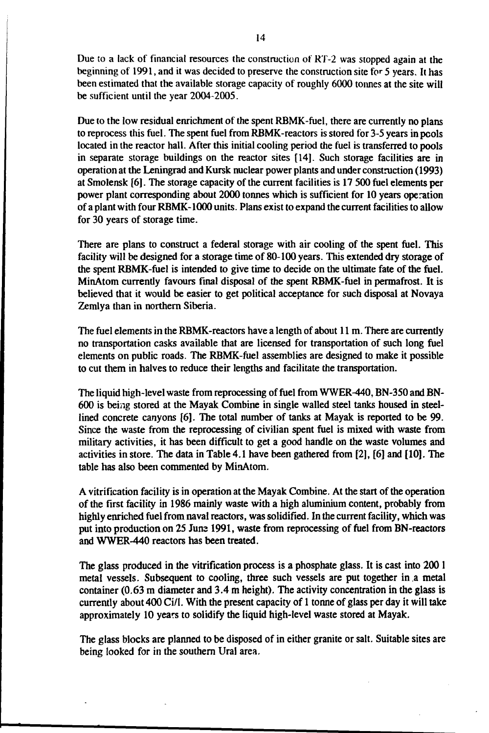Due to a lack of financial resources the construction of RT-2 was stopped again at the beginning of 1991, and it was decided to preserve the construction site for 5 years. It has been estimated that the available storage capacity of roughly 6000 tonnes at the site will be sufficient until the year 2004-2005.

Due to the low residual enrichment of the spent RBMK-fuel, there are currently no plans to reprocess this fuel. The spent fuel from RBMK-reactors is stored for 3-5 years in pools located in the reactor hall. After this initial cooling period the fuel is transferred to pools in separate storage buildings on the reactor sites [14]. Such storage facilities are in operation at the Leningrad and Kursk nuclear power plants and under construction (1993) at Smolensk [6]. The storage capacity of the current facilities is 17 500 fuel elements per power plant corresponding about 2000 tonnes which is sufficient for 10 years operation of a plant with four RBMK-1000 units. Plans exist to expand the current facilities to allow for 30 years of storage time.

There are plans to construct a federal storage with air cooling of the spent fuel. This facility will be designed for a storage time of 80-100 years. This extended dry storage of the spent RBMK-fuel is intended to give time to decide on the ultimate fate of the fuel. MinAtom currently favours final disposal of the spent RBMK-fuel in permafrost. It is believed that it would be easier to get political acceptance for such disposal at Novaya Zemlya than in northern Siberia.

The fuel elements in the RBMK-reactors have a length of about 11 m. There are currently no transportation casks available that are licensed for transportation of such long fuel elements on public roads. The RBMK-fuel assemblies are designed to make it possible to cut them in halves to reduce their lengths and facilitate the transportation.

The liquid high-level waste from reprocessing of fuel from WWER-440, BN-350 and BN-600 is being stored at the Mayak Combine in single walled steel tanks housed in steel-lined concrete canyons [6]. The total number of tanks at Mayak is reported to be 99. Since the waste from the reprocessing of civilian spent fuel is mixed with waste from military activities, it has been difficult to get a good handle on the waste volumes and activities in store. The data in Table 4.1 have been gathered from [2], [6] and [10]. The table has also been commented by MinAtom.

A vitrification facility is in operation at the Mayak Combine. At the start of the operation of the first facility in 1986 mainly waste with a high aluminium content, probably from highly enriched fuel from naval reactors, was solidified. In the current facility, which was put into production on 25 June 1991, waste from reprocessing of fuel from BN-reactors and WWER-440 reactors has been treated.

The glass produced in the vitrification process is a phosphate glass. It is cast into 200 l metal vessels. Subsequent to cooling, three such vessels are put together in a metal container (0.63 m diameter and 3.4 m height). The activity concentration in the glass is currently about 400 Ci/l. With the present capacity of 1 tonne of glass per day it will take approximately 10 years to solidify the liquid high-level waste stored at Mayak.

The glass blocks are planned to be disposed of in either granite or salt. Suitable sites are being looked for in the southern Ural area.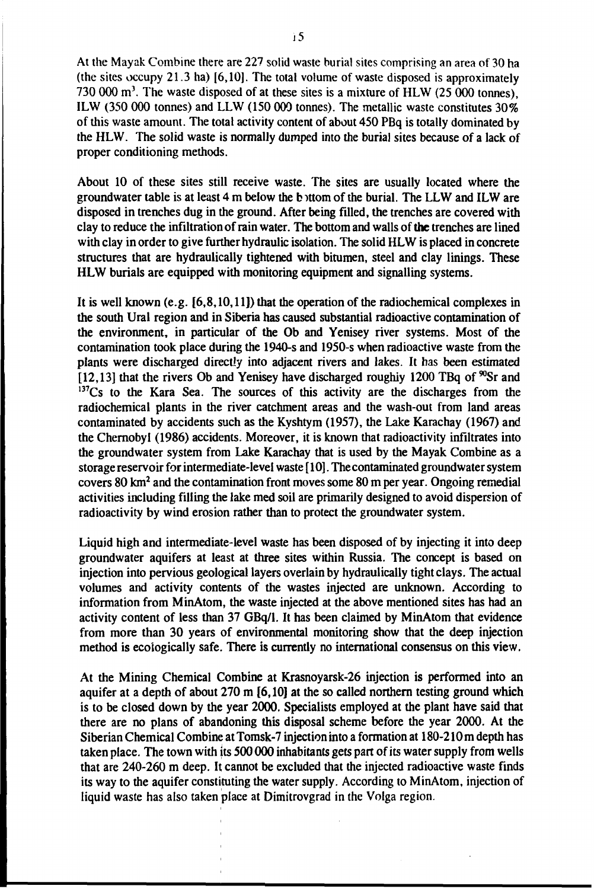At the Mayak Combine there are 227 solid waste burial sites comprising an area of 30 ha (the sites occupy 21.3 ha) [6,10]. The total volume of waste disposed is approximately 730 000 $m^3$. The waste disposed of at these sites is a mixture of HLW (25 000 tonnes), ILW (350 000 tonnes) and LLW (150 000 tonnes). The metallic waste constitutes 30% of this waste amount. The total activity content of about 450 PBq is totally dominated by the HLW. The solid waste is normally dumped into the burial sites because of a lack of proper conditioning methods.

About 10 of these sites still receive waste. The sites are usually located where the groundwater table is at least 4 m below the bottom of the burial. The LLW and ILW are disposed in trenches dug in the ground. After being filled, the trenches are covered with clay to reduce the infiltration of rain water. The bottom and walls of the trenches are lined with clay in order to give further hydraulic isolation. The solid HLW is placed in concrete structures that are hydraulically tightened with bitumen, steel and clay linings. These HLW burials are equipped with monitoring equipment and signalling systems.

It is well known (e.g. [6,8,10,11]) that the operation of the radiochemical complexes in the south Ural region and in Siberia has caused substantial radioactive contamination of the environment, in particular of the Ob and Yenisey river systems. Most of the contamination took place during the 1940-s and 1950-s when radioactive waste from the plants were discharged directly into adjacent rivers and lakes. It has been estimated [12,13] that the rivers Ob and Yenisey have discharged roughly 1200 TBq of $^{90}Sr$ and $^{137}Cs$ to the Kara Sea. The sources of this activity are the discharges from the radiochemical plants in the river catchment areas and the wash-out from land areas contaminated by accidents such as the Kyshtym (1957), the Lake Karachay (1967) and the Chernobyl (1986) accidents. Moreover, it is known that radioactivity infiltrates into the groundwater system from Lake Karachay that is used by the Mayak Combine as a storage reservoir for intermediate-level waste [10]. The contaminated groundwater system covers 80 $km^2$ and the contamination front moves some 80 m per year. Ongoing remedial activities including filling the lake med soil are primarily designed to avoid dispersion of radioactivity by wind erosion rather than to protect the groundwater system.

Liquid high and intermediate-level waste has been disposed of by injecting it into deep groundwater aquifers at least at three sites within Russia. The concept is based on injection into pervious geological layers overlain by hydraulically tight clays. The actual volumes and activity contents of the wastes injected are unknown. According to information from MinAtom, the waste injected at the above mentioned sites has had an activity content of less than 37 GBq/l. It has been claimed by MinAtom that evidence from more than 30 years of environmental monitoring show that the deep injection method is ecologically safe. There is currently no international consensus on this view.

At the Mining Chemical Combine at Krasnoyarsk-26 injection is performed into an aquifer at a depth of about 270 m [6,10] at the so called northern testing ground which is to be closed down by the year 2000. Specialists employed at the plant have said that there are no plans of abandoning this disposal scheme before the year 2000. At the Siberian Chemical Combine at Tomsk-7 injection into a formation at 180-210 m depth has taken place. The town with its 500 000 inhabitants gets part of its water supply from wells that are 240-260 m deep. It cannot be excluded that the injected radioactive waste finds its way to the aquifer constituting the water supply. According to MinAtom, injection of liquid waste has also taken place at Dimitrovgrad in the Volga region.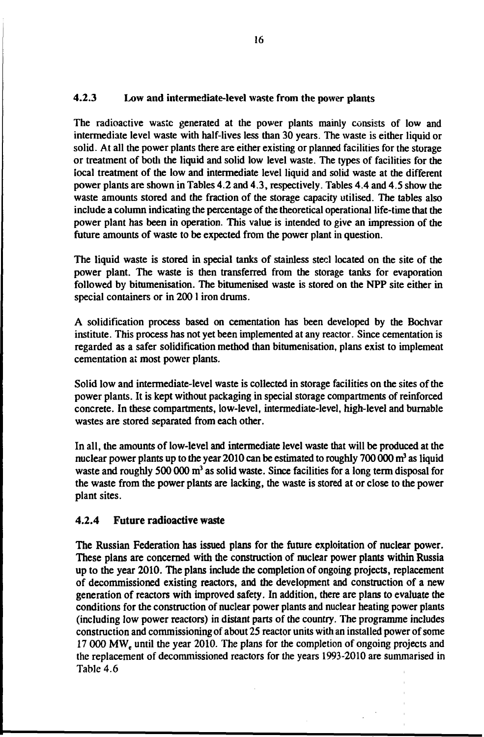### 4.2.3 Low and intermediate-level waste from the power plants

The radioactive waste generated at the power plants mainly consists of low and intermediate level waste with half-lives less than 30 years. The waste is either liquid or solid. At all the power plants there are either existing or planned facilities for the storage or treatment of both the liquid and solid low level waste. The types of facilities for the local treatment of the low and intermediate level liquid and solid waste at the different power plants are shown in Tables 4.2 and 4.3, respectively. Tables 4.4 and 4.5 show the waste amounts stored and the fraction of the storage capacity utilised. The tables also include a column indicating the percentage of the theoretical operational life-time that the power plant has been in operation. This value is intended to give an impression of the future amounts of waste to be expected from the power plant in question.

The liquid waste is stored in special tanks of stainless steel located on the site of the power plant. The waste is then transferred from the storage tanks for evaporation followed by bitumenisation. The bitumenised waste is stored on the NPP site either in special containers or in 200 l iron drums.

A solidification process based on cementation has been developed by the Bochvar institute. This process has not yet been implemented at any reactor. Since cementation is regarded as a safer solidification method than bitumenisation, plans exist to implement cementation at most power plants.

Solid low and intermediate-level waste is collected in storage facilities on the sites of the power plants. It is kept without packaging in special storage compartments of reinforced concrete. In these compartments, low-level, intermediate-level, high-level and burnable wastes are stored separated from each other.

In all, the amounts of low-level and intermediate level waste that will be produced at the nuclear power plants up to the year 2010 can be estimated to roughly 700 000 $m^3$ as liquid waste and roughly 500 000 $m^3$ as solid waste. Since facilities for a long term disposal for the waste from the power plants are lacking, the waste is stored at or close to the power plant sites.

### 4.2.4 Future radioactive waste

The Russian Federation has issued plans for the future exploitation of nuclear power. These plans are concerned with the construction of nuclear power plants within Russia up to the year 2010. The plans include the completion of ongoing projects, replacement of decommissioned existing reactors, and the development and construction of a new generation of reactors with improved safety. In addition, there are plans to evaluate the conditions for the construction of nuclear power plants and nuclear heating power plants (including low power reactors) in distant parts of the country. The programme includes construction and commissioning of about 25 reactor units with an installed power of some 17 000 $MW_e$ until the year 2010. The plans for the completion of ongoing projects and the replacement of decommissioned reactors for the years 1993-2010 are summarised in Table 4.6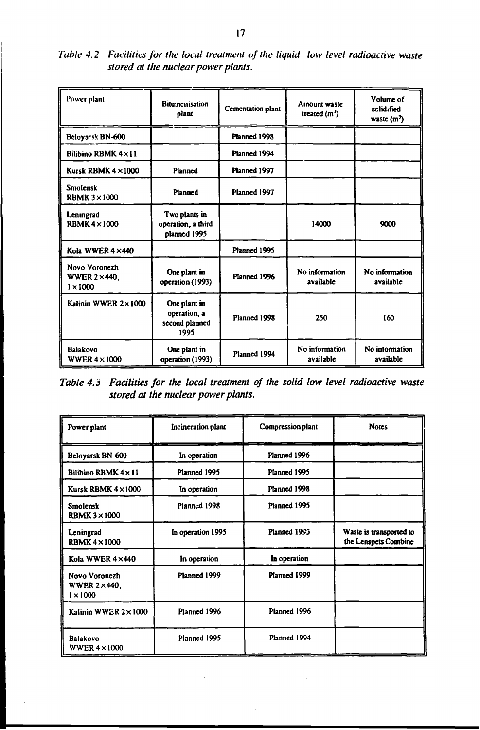*Table 4.2 Facilities for the local treatment of the liquid low level radioactive waste stored at the nuclear power plants.*

| Power plant | Bitumenisation plant | Cementation plant | Amount waste treated ($m^3$) | Volume of solidified waste ($m^3$) |
|---|---|---|---|---|
| Beloyarsk BN-600 | | Planned 1998 | | |
| Bilibino RBMK 4×11 | | Planned 1994 | | |
| Kursk RBMK 4×1000 | Planned | Planned 1997 | | |
| Smolensk RBMK 3×1000 | Planned | Planned 1997 | | |
| Leningrad RBMK 4×1000 | Two plants in operation, a third planned 1995 | | 14000 | 9000 |
| Kola WWER 4×440 | | Planned 1995 | | |
| Novo Voronezh WWER 2×440, 1×1000 | One plant in operation (1993) | Planned 1996 | No information available | No information available |
| Kalinin WWER 2×1000 | One plant in operation, a second planned 1995 | Planned 1998 | 250 | 160 |
| Balakovo WWER 4×1000 | One plant in operation (1993) | Planned 1994 | No information available | No information available |

*Table 4.3 Facilities for the local treatment of the solid low level radioactive waste stored at the nuclear power plants.*

| Power plant | Incineration plant | Compression plant | Notes |
|---|---|---|---|
| Beloyarsk BN-600 | In operation | Planned 1996 | |
| Bilibino RBMK 4×11 | Planned 1995 | Planned 1995 | |
| Kursk RBMK 4×1000 | In operation | Planned 1998 | |
| Smolensk RBMK 3×1000 | Planned 1998 | Planned 1995 | |
| Leningrad RBMK 4×1000 | In operation 1995 | Planned 1995 | Waste is transported to the Lenspets Combine |
| Kola WWER 4×440 | In operation | In operation | |
| Novo Voronezh WWER 2×440, 1×1000 | Planned 1999 | Planned 1999 | |
| Kalinin WWER 2×1000 | Planned 1996 | Planned 1996 | |
| Balakovo WWER 4×1000 | Planned 1995 | Planned 1994 | |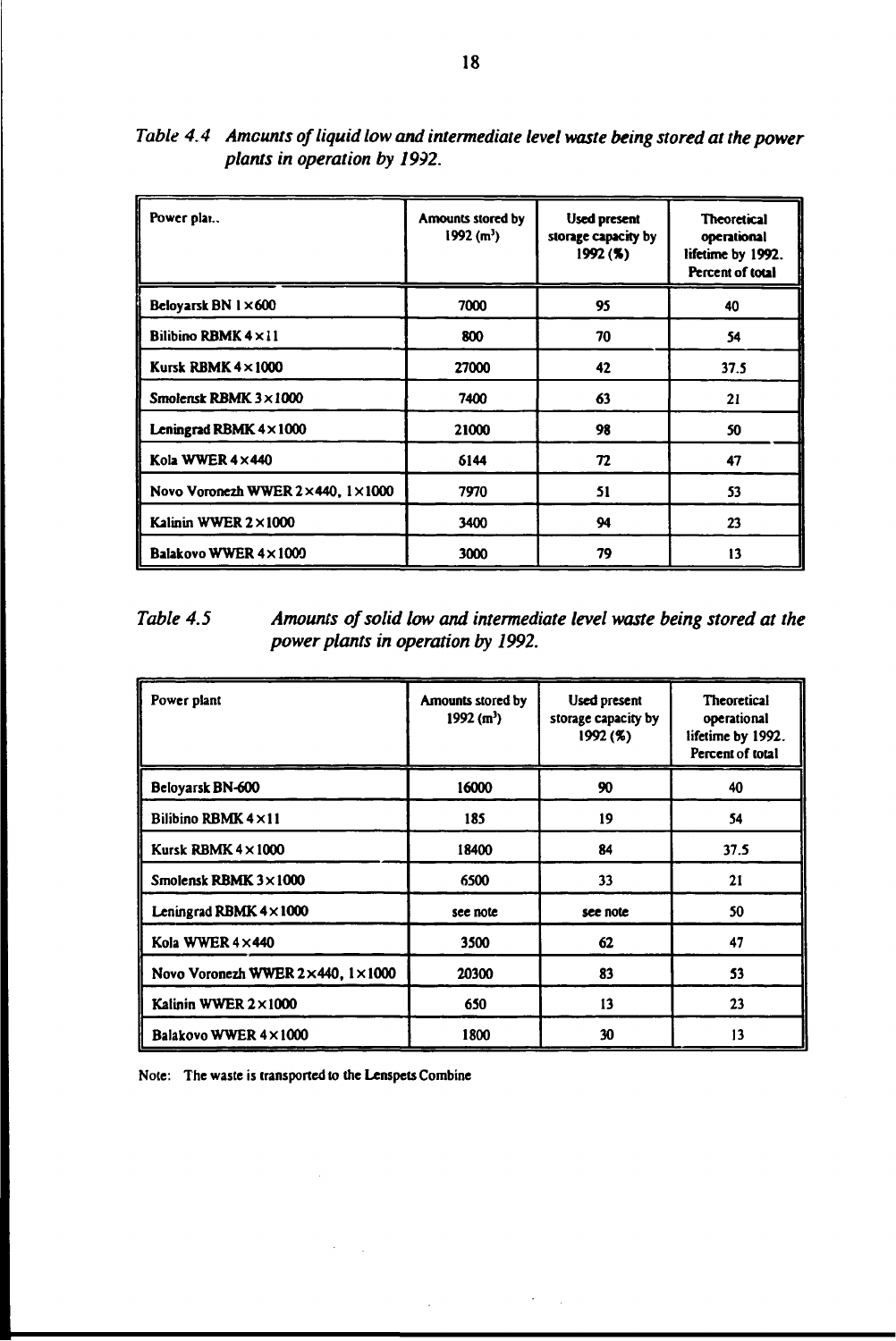*Table 4.4 Amounts of liquid low and intermediate level waste being stored at the power plants in operation by 1992.*

| Power plant | Amounts stored by 1992 ($m^3$) | Used present storage capacity by 1992 (%) | Theoretical operational lifetime by 1992. Percent of total |
|---|---|---|---|
| Beloyarsk BN 1×600 | 7000 | 95 | 40 |
| Bilibino RBMK 4×11 | 800 | 70 | 54 |
| Kursk RBMK 4×1000 | 27000 | 42 | 37.5 |
| Smolensk RBMK 3×1000 | 7400 | 63 | 21 |
| Leningrad RBMK 4×1000 | 21000 | 98 | 50 |
| Kola WWER 4×440 | 6144 | 72 | 47 |
| Novo Voronezh WWER 2×440, 1×1000 | 7970 | 51 | 53 |
| Kalinin WWER 2×1000 | 3400 | 94 | 23 |
| Balakovo WWER 4×1000 | 3000 | 79 | 13 |

*Table 4.5 Amounts of solid low and intermediate level waste being stored at the power plants in operation by 1992.*

| Power plant | Amounts stored by 1992 ($m^3$) | Used present storage capacity by 1992 (%) | Theoretical operational lifetime by 1992. Percent of total |
|---|---|---|---|
| Beloyarsk BN-600 | 16000 | 90 | 40 |
| Bilibino RBMK 4×11 | 185 | 19 | 54 |
| Kursk RBMK 4×1000 | 18400 | 84 | 37.5 |
| Smolensk RBMK 3×1000 | 6500 | 33 | 21 |
| Leningrad RBMK 4×1000 | see note | see note | 50 |
| Kola WWER 4×440 | 3500 | 62 | 47 |
| Novo Voronezh WWER 2×440, 1×1000 | 20300 | 83 | 53 |
| Kalinin WWER 2×1000 | 650 | 13 | 23 |
| Balakovo WWER 4×1000 | 1800 | 30 | 13 |

Note: The waste is transported to the Lenspets Combine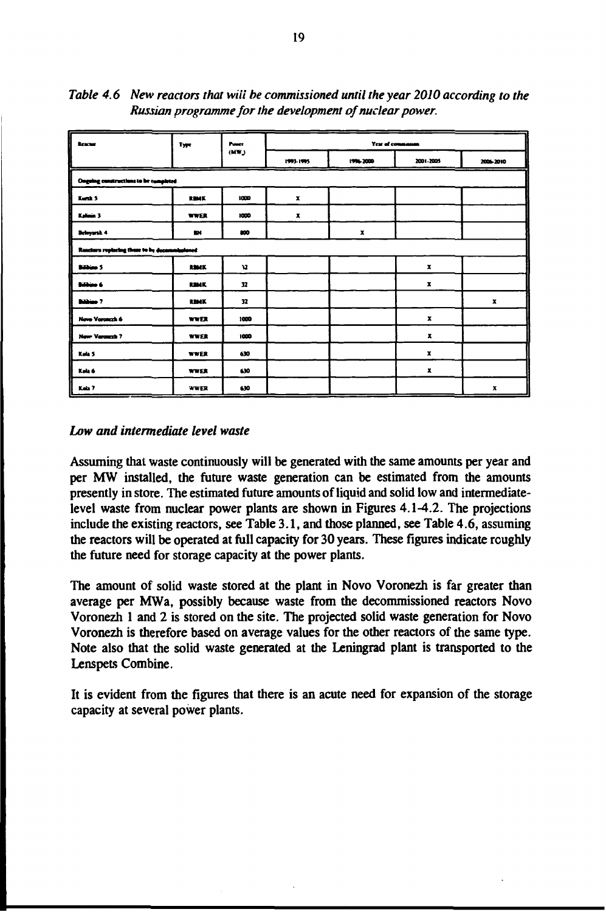*Table 4.6 New reactors that will be commissioned until the year 2010 according to the Russian programme for the development of nuclear power.*

| Reactor | Type | Power (MW) | Year of commission | | | |
|---|---|---|---|---|---|---|
| | | | 1993-1995 | 1996-2000 | 2001-2005 | 2006-2010 |
| **Ongoing constructions to be completed** | | | | | | |
| Kursk 5 | RBMK | 1000 | x | | | |
| Kalinin 3 | WWER | 1000 | x | | | |
| Beloyarsk 4 | BN | 800 | | x | | |
| **Reactors replacing those to be decommissioned** | | | | | | |
| Bilibino 5 | RBMK | 12 | | | x | |
| Bilibino 6 | RBMK | 32 | | | x | |
| Bilibino 7 | RBMK | 32 | | | | x |
| Novo Voronezh 6 | WWER | 1000 | | | x | |
| Novo Voronezh 7 | WWER | 1000 | | | x | |
| Kola 5 | WWER | 630 | | | x | |
| Kola 6 | WWER | 630 | | | x | |
| Kola 7 | WWER | 630 | | | | x |

### *Low and intermediate level waste*

Assuming that waste continuously will be generated with the same amounts per year and per MW installed, the future waste generation can be estimated from the amounts presently in store. The estimated future amounts of liquid and solid low and intermediate-level waste from nuclear power plants are shown in Figures 4.1-4.2. The projections include the existing reactors, see Table 3.1, and those planned, see Table 4.6, assuming the reactors will be operated at full capacity for 30 years. These figures indicate roughly the future need for storage capacity at the power plants.

The amount of solid waste stored at the plant in Novo Voronezh is far greater than average per MWa, possibly because waste from the decommissioned reactors Novo Voronezh 1 and 2 is stored on the site. The projected solid waste generation for Novo Voronezh is therefore based on average values for the other reactors of the same type. Note also that the solid waste generated at the Leningrad plant is transported to the Lenspets Combine.

It is evident from the figures that there is an acute need for expansion of the storage capacity at several power plants.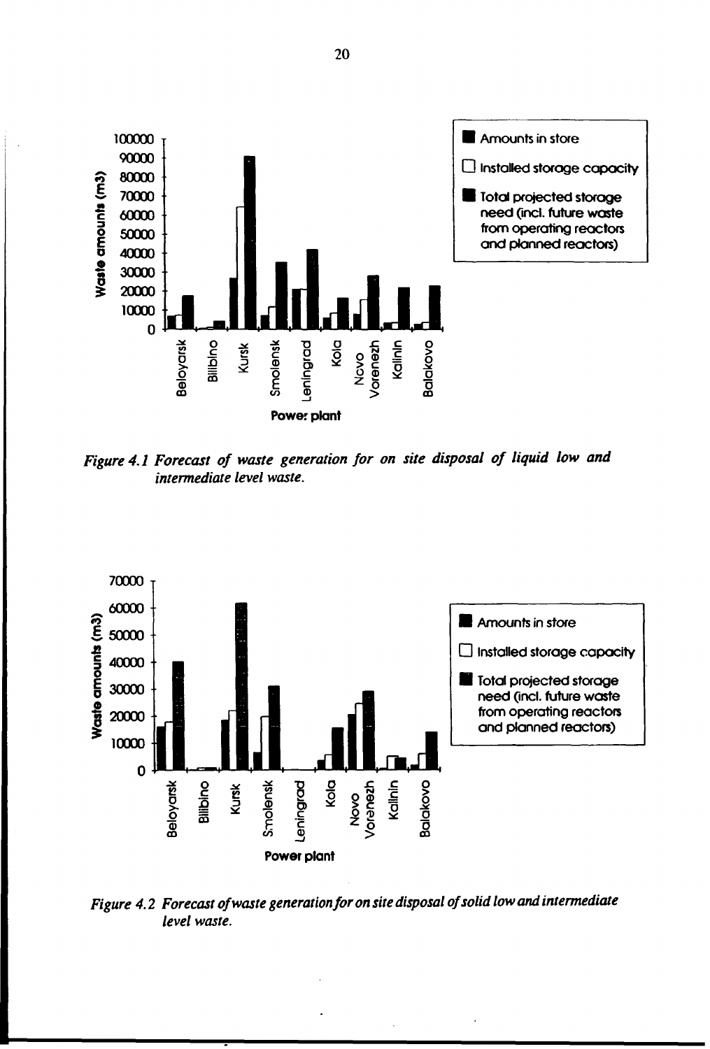Figure 4.1 *Forecast of waste generation for on site disposal of liquid low and intermediate level waste.*

Figure 4.2 *Forecast of waste generation for on site disposal of solid low and intermediate level waste.*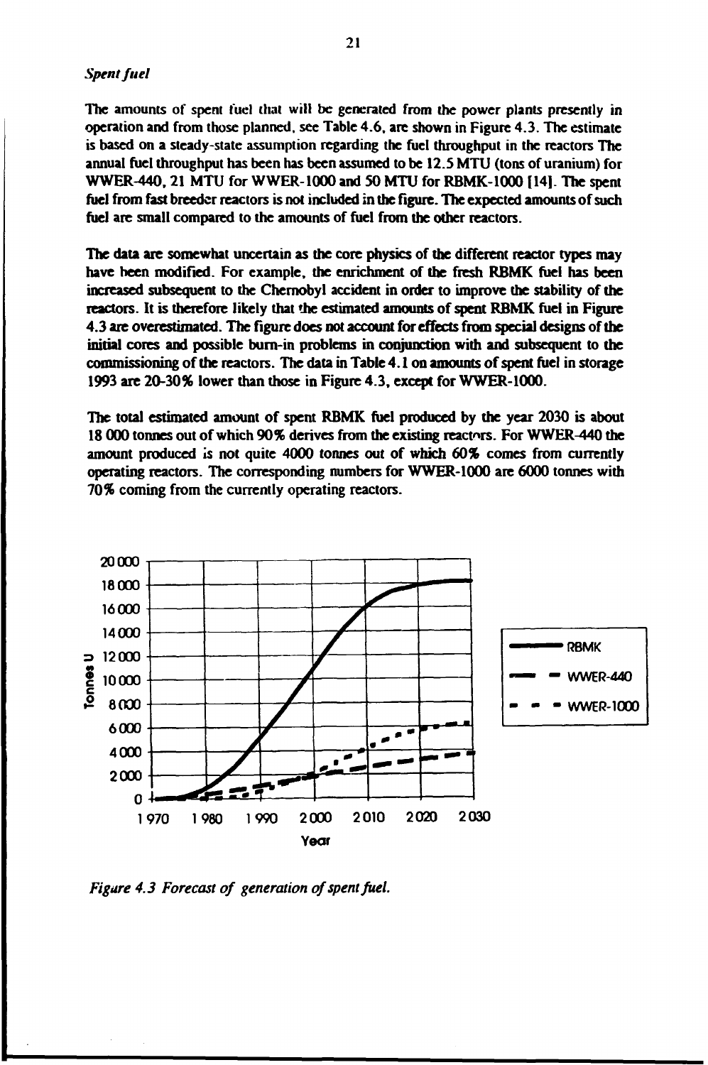*Spent fuel*

The amounts of spent fuel that will be generated from the power plants presently in operation and from those planned, see Table 4.6, are shown in Figure 4.3. The estimate is based on a steady-state assumption regarding the fuel throughput in the reactors The annual fuel throughput has been has been assumed to be 12.5 MTU (tons of uranium) for WWER-440, 21 MTU for WWER-1000 and 50 MTU for RBMK-1000 [14]. The spent fuel from fast breeder reactors is not included in the figure. The expected amounts of such fuel are small compared to the amounts of fuel from the other reactors.

The data are somewhat uncertain as the core physics of the different reactor types may have been modified. For example, the enrichment of the fresh RBMK fuel has been increased subsequent to the Chernobyl accident in order to improve the stability of the reactors. It is therefore likely that the estimated amounts of spent RBMK fuel in Figure 4.3 are overestimated. The figure does not account for effects from special designs of the initial cores and possible burn-in problems in conjunction with and subsequent to the commissioning of the reactors. The data in Table 4.1 on amounts of spent fuel in storage 1993 are 20-30% lower than those in Figure 4.3, except for WWER-1000.

The total estimated amount of spent RBMK fuel produced by the year 2030 is about 18 000 tonnes out of which 90% derives from the existing reactors. For WWER-440 the amount produced is not quite 4000 tonnes out of which 60% comes from currently operating reactors. The corresponding numbers for WWER-1000 are 6000 tonnes with 70% coming from the currently operating reactors.

*Figure 4.3 Forecast of generation of spent fuel.*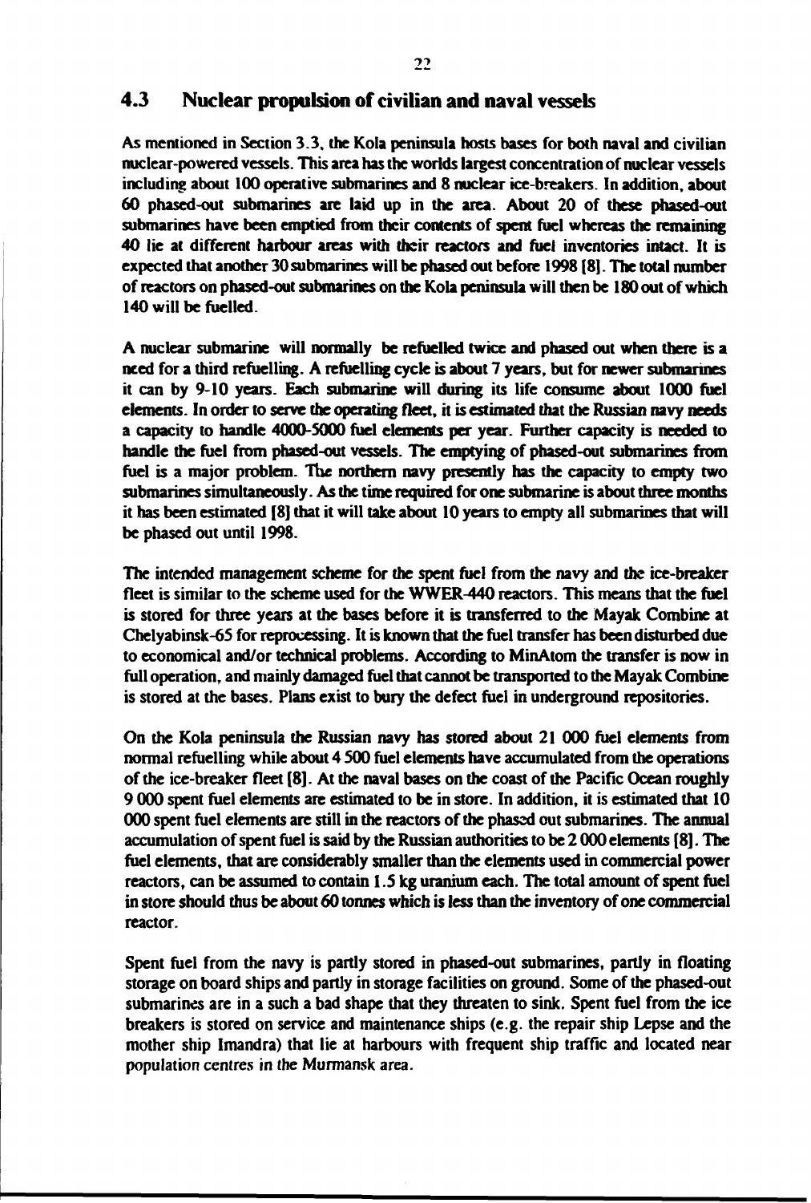## 4.3 Nuclear propulsion of civilian and naval vessels

As mentioned in Section 3.3, the Kola peninsula hosts bases for both naval and civilian nuclear-powered vessels. This area has the worlds largest concentration of nuclear vessels including about 100 operative submarines and 8 nuclear ice-breakers. In addition, about 60 phased-out submarines are laid up in the area. About 20 of these phased-out submarines have been emptied from their contents of spent fuel whereas the remaining 40 lie at different harbour areas with their reactors and fuel inventories intact. It is expected that another 30 submarines will be phased out before 1998 [8]. The total number of reactors on phased-out submarines on the Kola peninsula will then be 180 out of which 140 will be fuelled.

A nuclear submarine will normally be refuelled twice and phased out when there is a need for a third refuelling. A refuelling cycle is about 7 years, but for newer submarines it can by 9-10 years. Each submarine will during its life consume about 1000 fuel elements. In order to serve the operating fleet, it is estimated that the Russian navy needs a capacity to handle 4000-5000 fuel elements per year. Further capacity is needed to handle the fuel from phased-out vessels. The emptying of phased-out submarines from fuel is a major problem. The northern navy presently has the capacity to empty two submarines simultaneously. As the time required for one submarine is about three months it has been estimated [8] that it will take about 10 years to empty all submarines that will be phased out until 1998.

The intended management scheme for the spent fuel from the navy and the ice-breaker fleet is similar to the scheme used for the WWER-440 reactors. This means that the fuel is stored for three years at the bases before it is transferred to the Mayak Combine at Chelyabinsk-65 for reprocessing. It is known that the fuel transfer has been disturbed due to economical and/or technical problems. According to MinAtom the transfer is now in full operation, and mainly damaged fuel that cannot be transported to the Mayak Combine is stored at the bases. Plans exist to bury the defect fuel in underground repositories.

On the Kola peninsula the Russian navy has stored about 21 000 fuel elements from normal refuelling while about 4 500 fuel elements have accumulated from the operations of the ice-breaker fleet [8]. At the naval bases on the coast of the Pacific Ocean roughly 9 000 spent fuel elements are estimated to be in store. In addition, it is estimated that 10 000 spent fuel elements are still in the reactors of the phased out submarines. The annual accumulation of spent fuel is said by the Russian authorities to be 2 000 elements [8]. The fuel elements, that are considerably smaller than the elements used in commercial power reactors, can be assumed to contain 1.5 kg uranium each. The total amount of spent fuel in store should thus be about 60 tonnes which is less than the inventory of one commercial reactor.

Spent fuel from the navy is partly stored in phased-out submarines, partly in floating storage on board ships and partly in storage facilities on ground. Some of the phased-out submarines are in a such a bad shape that they threaten to sink. Spent fuel from the ice breakers is stored on service and maintenance ships (e.g. the repair ship Lepse and the mother ship Imandra) that lie at harbours with frequent ship traffic and located near population centres in the Murmansk area.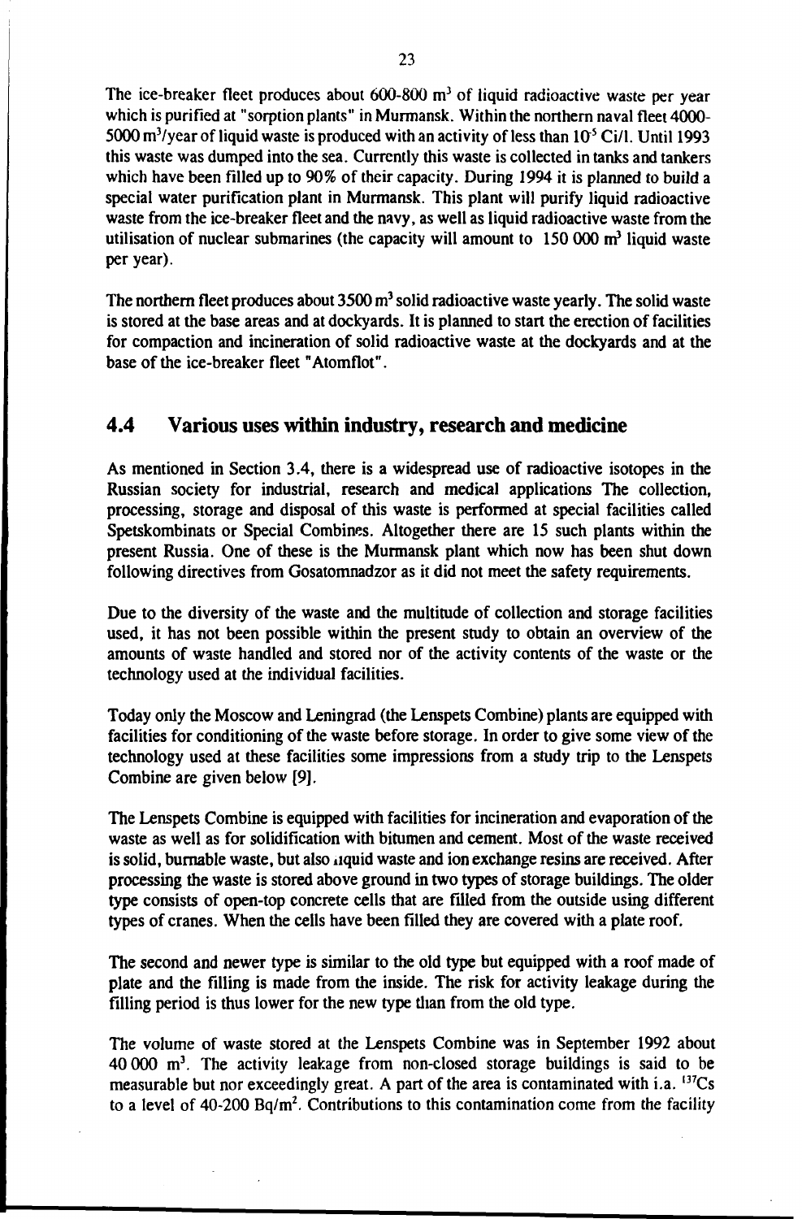The ice-breaker fleet produces about 600-800 $m^3$ of liquid radioactive waste per year which is purified at "sorption plants" in Murmansk. Within the northern naval fleet 4000-5000 $m^3$/year of liquid waste is produced with an activity of less than $10^{-5}$ Ci/l. Until 1993 this waste was dumped into the sea. Currently this waste is collected in tanks and tankers which have been filled up to 90% of their capacity. During 1994 it is planned to build a special water purification plant in Murmansk. This plant will purify liquid radioactive waste from the ice-breaker fleet and the navy, as well as liquid radioactive waste from the utilisation of nuclear submarines (the capacity will amount to 150 000 $m^3$ liquid waste per year).

The northern fleet produces about 3500 $m^3$ solid radioactive waste yearly. The solid waste is stored at the base areas and at dockyards. It is planned to start the erection of facilities for compaction and incineration of solid radioactive waste at the dockyards and at the base of the ice-breaker fleet "Atomflot".

## 4.4 Various uses within industry, research and medicine

As mentioned in Section 3.4, there is a widespread use of radioactive isotopes in the Russian society for industrial, research and medical applications The collection, processing, storage and disposal of this waste is performed at special facilities called Spetskombinats or Special Combines. Altogether there are 15 such plants within the present Russia. One of these is the Murmansk plant which now has been shut down following directives from Gosatomnadzor as it did not meet the safety requirements.

Due to the diversity of the waste and the multitude of collection and storage facilities used, it has not been possible within the present study to obtain an overview of the amounts of waste handled and stored nor of the activity contents of the waste or the technology used at the individual facilities.

Today only the Moscow and Leningrad (the Lenspets Combine) plants are equipped with facilities for conditioning of the waste before storage. In order to give some view of the technology used at these facilities some impressions from a study trip to the Lenspets Combine are given below [9].

The Lenspets Combine is equipped with facilities for incineration and evaporation of the waste as well as for solidification with bitumen and cement. Most of the waste received is solid, burnable waste, but also liquid waste and ion exchange resins are received. After processing the waste is stored above ground in two types of storage buildings. The older type consists of open-top concrete cells that are filled from the outside using different types of cranes. When the cells have been filled they are covered with a plate roof.

The second and newer type is similar to the old type but equipped with a roof made of plate and the filling is made from the inside. The risk for activity leakage during the filling period is thus lower for the new type than from the old type.

The volume of waste stored at the Lenspets Combine was in September 1992 about 40 000 $m^3$. The activity leakage from non-closed storage buildings is said to be measurable but nor exceedingly great. A part of the area is contaminated with i.a. $^{137}Cs$ to a level of 40-200 $Bq/m^2$. Contributions to this contamination come from the facility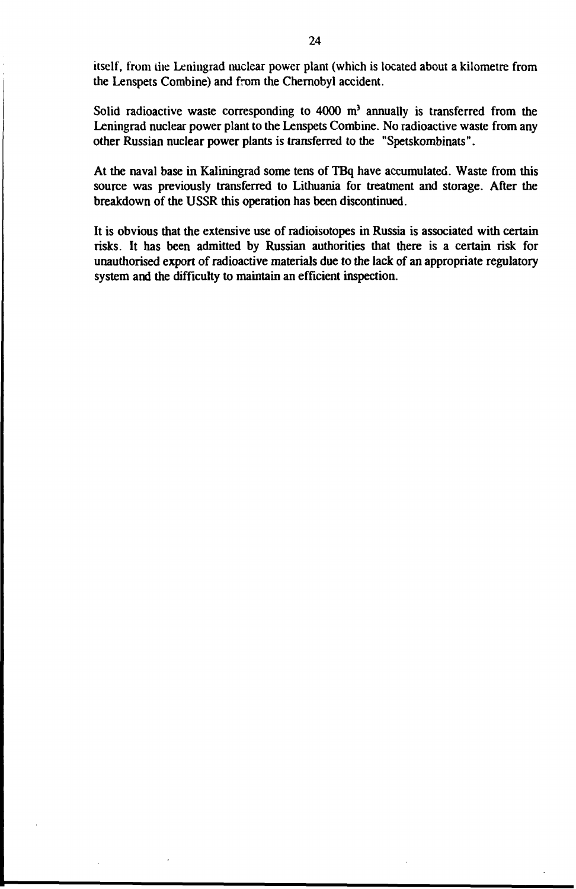itself, from the Leningrad nuclear power plant (which is located about a kilometre from the Lenspets Combine) and from the Chernobyl accident.

Solid radioactive waste corresponding to 4000 $m^3$ annually is transferred from the Leningrad nuclear power plant to the Lenspets Combine. No radioactive waste from any other Russian nuclear power plants is transferred to the "Spetskombinats".

At the naval base in Kaliningrad some tens of TBq have accumulated. Waste from this source was previously transferred to Lithuania for treatment and storage. After the breakdown of the USSR this operation has been discontinued.

It is obvious that the extensive use of radioisotopes in Russia is associated with certain risks. It has been admitted by Russian authorities that there is a certain risk for unauthorised export of radioactive materials due to the lack of an appropriate regulatory system and the difficulty to maintain an efficient inspection.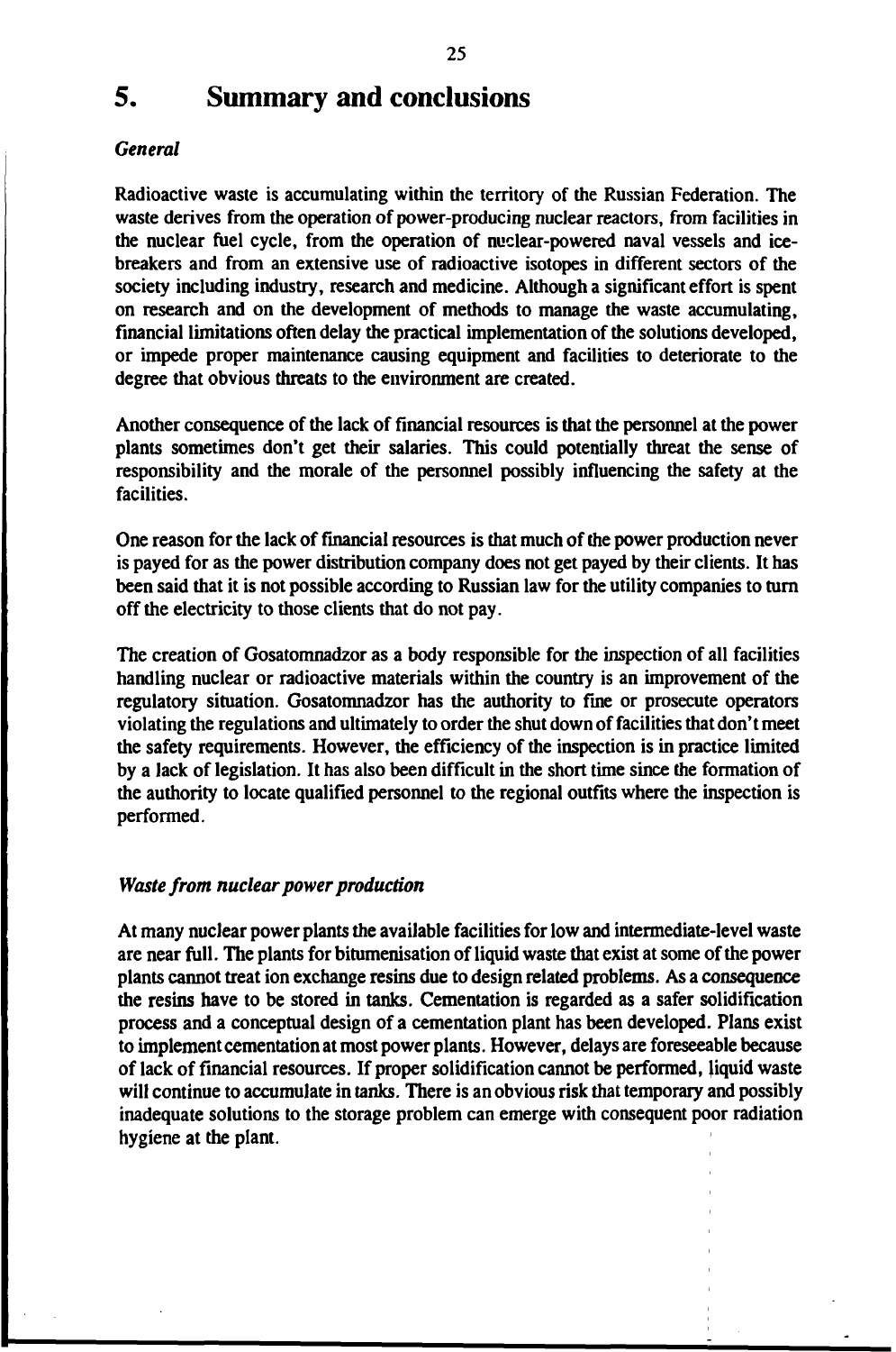# 5. Summary and conclusions

### *General*

Radioactive waste is accumulating within the territory of the Russian Federation. The waste derives from the operation of power-producing nuclear reactors, from facilities in the nuclear fuel cycle, from the operation of nuclear-powered naval vessels and ice-breakers and from an extensive use of radioactive isotopes in different sectors of the society including industry, research and medicine. Although a significant effort is spent on research and on the development of methods to manage the waste accumulating, financial limitations often delay the practical implementation of the solutions developed, or impede proper maintenance causing equipment and facilities to deteriorate to the degree that obvious threats to the environment are created.

Another consequence of the lack of financial resources is that the personnel at the power plants sometimes don't get their salaries. This could potentially threat the sense of responsibility and the morale of the personnel possibly influencing the safety at the facilities.

One reason for the lack of financial resources is that much of the power production never is payed for as the power distribution company does not get payed by their clients. It has been said that it is not possible according to Russian law for the utility companies to turn off the electricity to those clients that do not pay.

The creation of Gosatomnadzor as a body responsible for the inspection of all facilities handling nuclear or radioactive materials within the country is an improvement of the regulatory situation. Gosatomnadzor has the authority to fine or prosecute operators violating the regulations and ultimately to order the shut down of facilities that don't meet the safety requirements. However, the efficiency of the inspection is in practice limited by a lack of legislation. It has also been difficult in the short time since the formation of the authority to locate qualified personnel to the regional outfits where the inspection is performed.

### *Waste from nuclear power production*

At many nuclear power plants the available facilities for low and intermediate-level waste are near full. The plants for bitumenisation of liquid waste that exist at some of the power plants cannot treat ion exchange resins due to design related problems. As a consequence the resins have to be stored in tanks. Cementation is regarded as a safer solidification process and a conceptual design of a cementation plant has been developed. Plans exist to implement cementation at most power plants. However, delays are foreseeable because of lack of financial resources. If proper solidification cannot be performed, liquid waste will continue to accumulate in tanks. There is an obvious risk that temporary and possibly inadequate solutions to the storage problem can emerge with consequent poor radiation hygiene at the plant.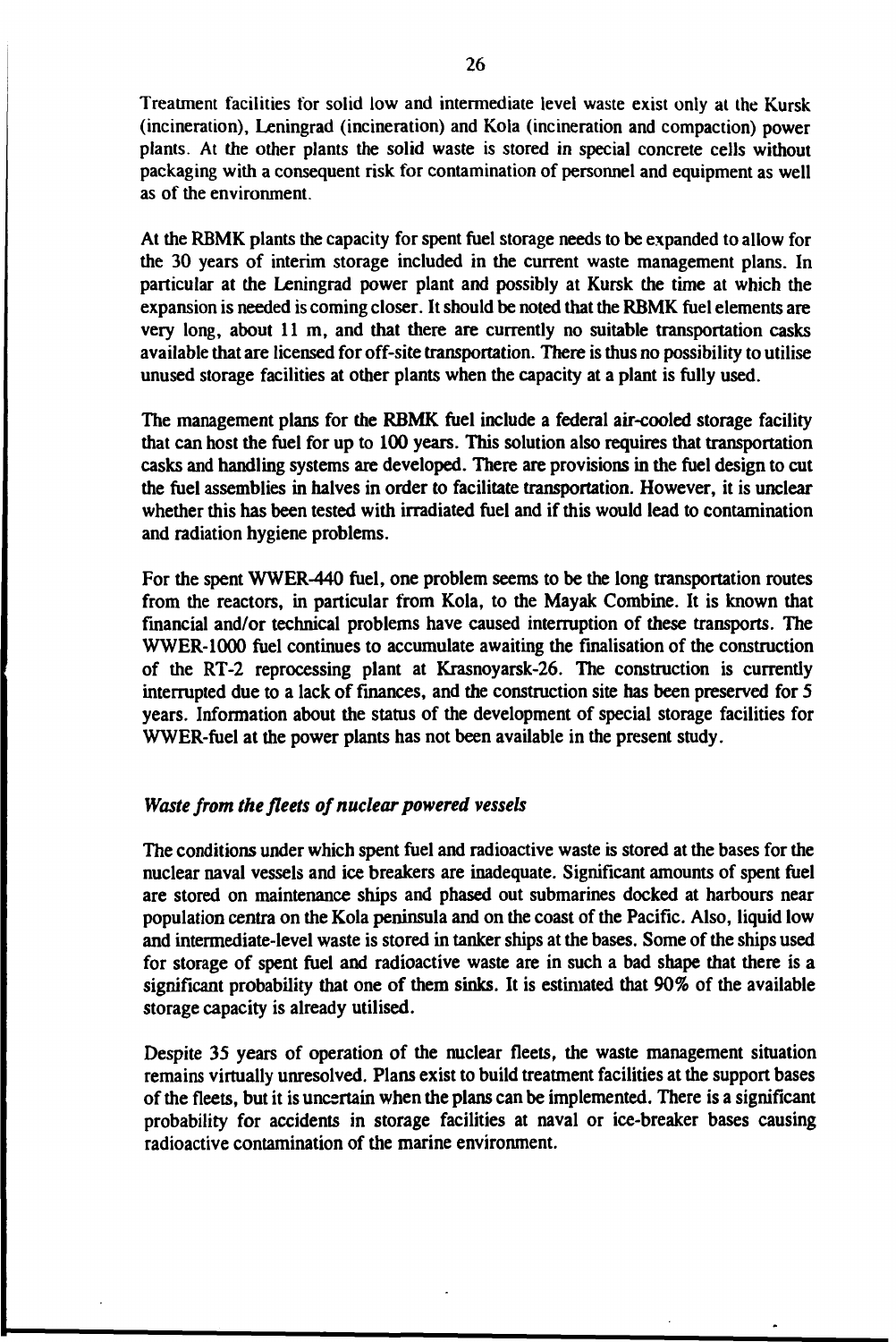Treatment facilities for solid low and intermediate level waste exist only at the Kursk (incineration), Leningrad (incineration) and Kola (incineration and compaction) power plants. At the other plants the solid waste is stored in special concrete cells without packaging with a consequent risk for contamination of personnel and equipment as well as of the environment.

At the RBMK plants the capacity for spent fuel storage needs to be expanded to allow for the 30 years of interim storage included in the current waste management plans. In particular at the Leningrad power plant and possibly at Kursk the time at which the expansion is needed is coming closer. It should be noted that the RBMK fuel elements are very long, about 11 m, and that there are currently no suitable transportation casks available that are licensed for off-site transportation. There is thus no possibility to utilise unused storage facilities at other plants when the capacity at a plant is fully used.

The management plans for the RBMK fuel include a federal air-cooled storage facility that can host the fuel for up to 100 years. This solution also requires that transportation casks and handling systems are developed. There are provisions in the fuel design to cut the fuel assemblies in halves in order to facilitate transportation. However, it is unclear whether this has been tested with irradiated fuel and if this would lead to contamination and radiation hygiene problems.

For the spent WWER-440 fuel, one problem seems to be the long transportation routes from the reactors, in particular from Kola, to the Mayak Combine. It is known that financial and/or technical problems have caused interruption of these transports. The WWER-1000 fuel continues to accumulate awaiting the finalisation of the construction of the RT-2 reprocessing plant at Krasnoyarsk-26. The construction is currently interrupted due to a lack of finances, and the construction site has been preserved for 5 years. Information about the status of the development of special storage facilities for WWER-fuel at the power plants has not been available in the present study.

*Waste from the fleets of nuclear powered vessels*

The conditions under which spent fuel and radioactive waste is stored at the bases for the nuclear naval vessels and ice breakers are inadequate. Significant amounts of spent fuel are stored on maintenance ships and phased out submarines docked at harbours near population centra on the Kola peninsula and on the coast of the Pacific. Also, liquid low and intermediate-level waste is stored in tanker ships at the bases. Some of the ships used for storage of spent fuel and radioactive waste are in such a bad shape that there is a significant probability that one of them sinks. It is estimated that 90% of the available storage capacity is already utilised.

Despite 35 years of operation of the nuclear fleets, the waste management situation remains virtually unresolved. Plans exist to build treatment facilities at the support bases of the fleets, but it is uncertain when the plans can be implemented. There is a significant probability for accidents in storage facilities at naval or ice-breaker bases causing radioactive contamination of the marine environment.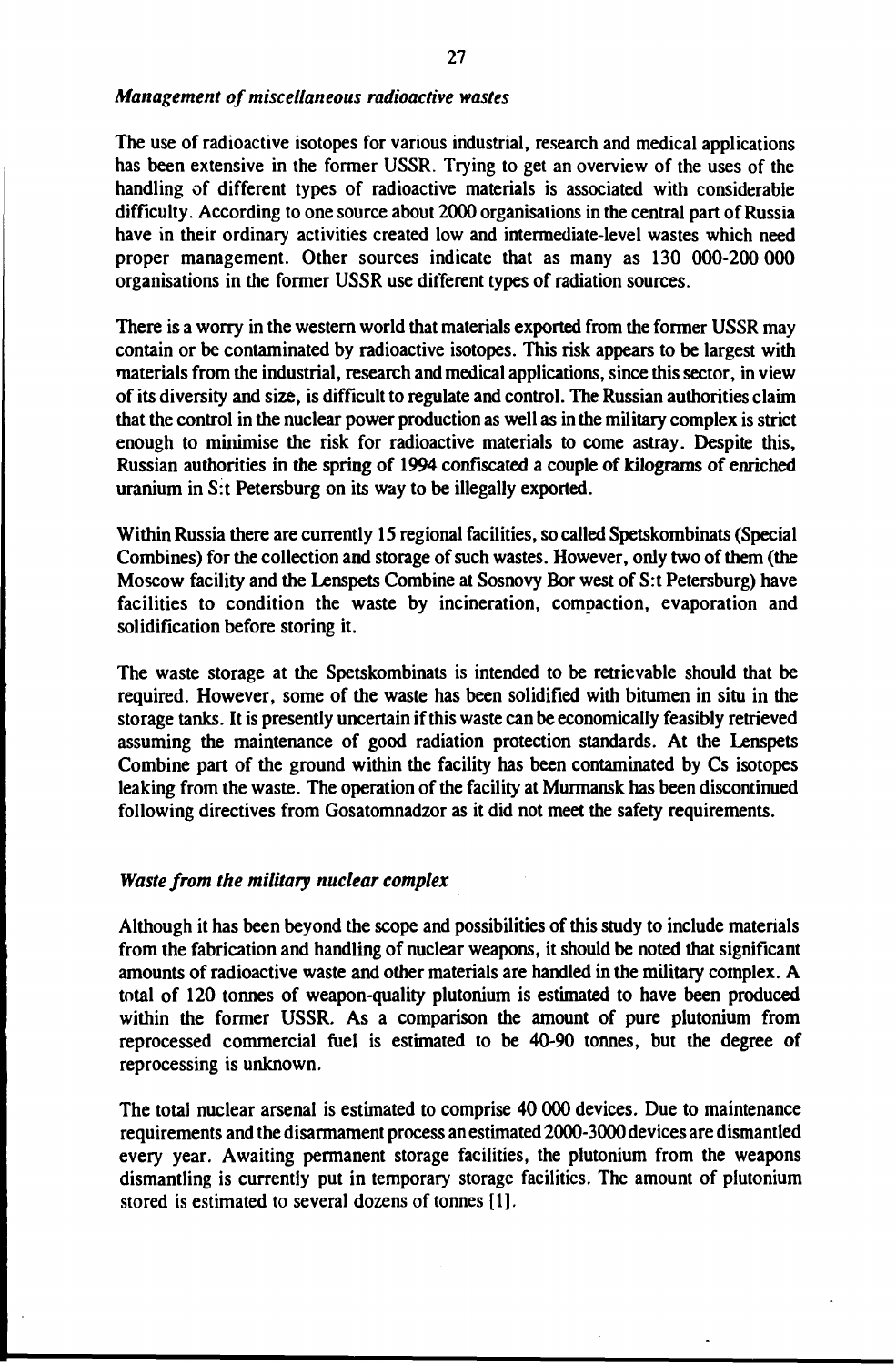### *Management of miscellaneous radioactive wastes*

The use of radioactive isotopes for various industrial, research and medical applications has been extensive in the former USSR. Trying to get an overview of the uses of the handling of different types of radioactive materials is associated with considerable difficulty. According to one source about 2000 organisations in the central part of Russia have in their ordinary activities created low and intermediate-level wastes which need proper management. Other sources indicate that as many as 130 000-200 000 organisations in the former USSR use different types of radiation sources.

There is a worry in the western world that materials exported from the former USSR may contain or be contaminated by radioactive isotopes. This risk appears to be largest with materials from the industrial, research and medical applications, since this sector, in view of its diversity and size, is difficult to regulate and control. The Russian authorities claim that the control in the nuclear power production as well as in the military complex is strict enough to minimise the risk for radioactive materials to come astray. Despite this, Russian authorities in the spring of 1994 confiscated a couple of kilograms of enriched uranium in S:t Petersburg on its way to be illegally exported.

Within Russia there are currently 15 regional facilities, so called Spetskombinats (Special Combines) for the collection and storage of such wastes. However, only two of them (the Moscow facility and the Lenspets Combine at Sosnovy Bor west of S:t Petersburg) have facilities to condition the waste by incineration, compaction, evaporation and solidification before storing it.

The waste storage at the Spetskombinats is intended to be retrievable should that be required. However, some of the waste has been solidified with bitumen in situ in the storage tanks. It is presently uncertain if this waste can be economically feasibly retrieved assuming the maintenance of good radiation protection standards. At the Lenspets Combine part of the ground within the facility has been contaminated by Cs isotopes leaking from the waste. The operation of the facility at Murmansk has been discontinued following directives from Gosatomnadzor as it did not meet the safety requirements.

### *Waste from the military nuclear complex*

Although it has been beyond the scope and possibilities of this study to include materials from the fabrication and handling of nuclear weapons, it should be noted that significant amounts of radioactive waste and other materials are handled in the military complex. A total of 120 tonnes of weapon-quality plutonium is estimated to have been produced within the former USSR. As a comparison the amount of pure plutonium from reprocessed commercial fuel is estimated to be 40-90 tonnes, but the degree of reprocessing is unknown.

The total nuclear arsenal is estimated to comprise 40 000 devices. Due to maintenance requirements and the disarmament process an estimated 2000-3000 devices are dismantled every year. Awaiting permanent storage facilities, the plutonium from the weapons dismantling is currently put in temporary storage facilities. The amount of plutonium stored is estimated to several dozens of tonnes [1].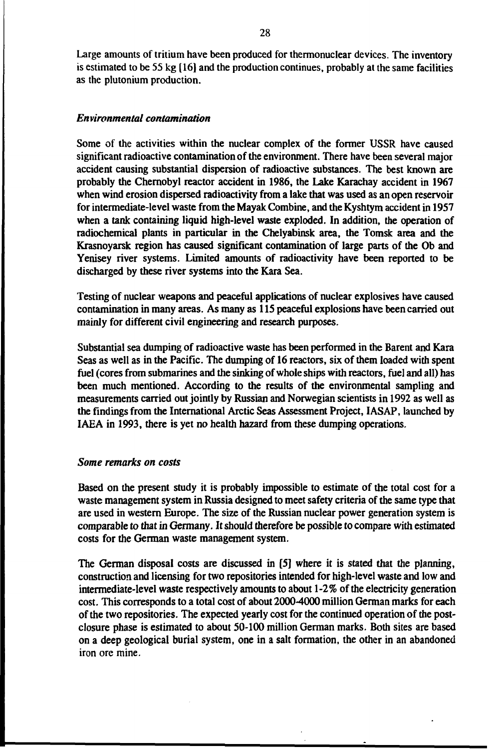Large amounts of tritium have been produced for thermonuclear devices. The inventory is estimated to be 55 kg [16] and the production continues, probably at the same facilities as the plutonium production.

### *Environmental contamination*

Some of the activities within the nuclear complex of the former USSR have caused significant radioactive contamination of the environment. There have been several major accident causing substantial dispersion of radioactive substances. The best known are probably the Chernobyl reactor accident in 1986, the Lake Karachay accident in 1967 when wind erosion dispersed radioactivity from a lake that was used as an open reservoir for intermediate-level waste from the Mayak Combine, and the Kyshtym accident in 1957 when a tank containing liquid high-level waste exploded. In addition, the operation of radiochemical plants in particular in the Chelyabinsk area, the Tomsk area and the Krasnoyarsk region has caused significant contamination of large parts of the Ob and Yenisey river systems. Limited amounts of radioactivity have been reported to be discharged by these river systems into the Kara Sea.

Testing of nuclear weapons and peaceful applications of nuclear explosives have caused contamination in many areas. As many as 115 peaceful explosions have been carried out mainly for different civil engineering and research purposes.

Substantial sea dumping of radioactive waste has been performed in the Barent and Kara Seas as well as in the Pacific. The dumping of 16 reactors, six of them loaded with spent fuel (cores from submarines and the sinking of whole ships with reactors, fuel and all) has been much mentioned. According to the results of the environmental sampling and measurements carried out jointly by Russian and Norwegian scientists in 1992 as well as the findings from the International Arctic Seas Assessment Project, IASAP, launched by IAEA in 1993, there is yet no health hazard from these dumping operations.

### *Some remarks on costs*

Based on the present study it is probably impossible to estimate of the total cost for a waste management system in Russia designed to meet safety criteria of the same type that are used in western Europe. The size of the Russian nuclear power generation system is comparable to that in Germany. It should therefore be possible to compare with estimated costs for the German waste management system.

The German disposal costs are discussed in [5] where it is stated that the planning, construction and licensing for two repositories intended for high-level waste and low and intermediate-level waste respectively amounts to about 1-2% of the electricity generation cost. This corresponds to a total cost of about 2000-4000 million German marks for each of the two repositories. The expected yearly cost for the continued operation of the post-closure phase is estimated to about 50-100 million German marks. Both sites are based on a deep geological burial system, one in a salt formation, the other in an abandoned iron ore mine.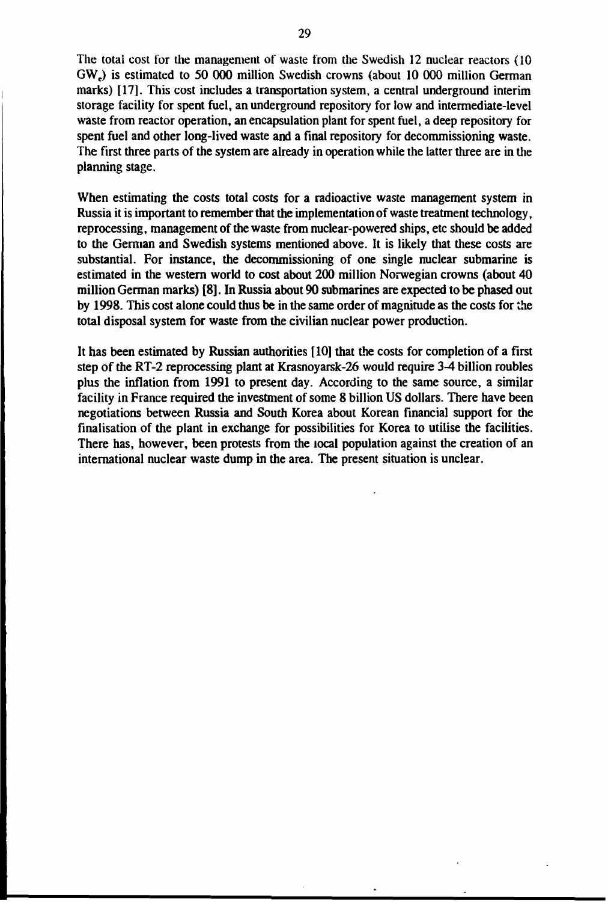The total cost for the management of waste from the Swedish 12 nuclear reactors (10 $GW_e$) is estimated to 50 000 million Swedish crowns (about 10 000 million German marks) [17]. This cost includes a transportation system, a central underground interim storage facility for spent fuel, an underground repository for low and intermediate-level waste from reactor operation, an encapsulation plant for spent fuel, a deep repository for spent fuel and other long-lived waste and a final repository for decommissioning waste. The first three parts of the system are already in operation while the latter three are in the planning stage.

When estimating the costs total costs for a radioactive waste management system in Russia it is important to remember that the implementation of waste treatment technology, reprocessing, management of the waste from nuclear-powered ships, etc should be added to the German and Swedish systems mentioned above. It is likely that these costs are substantial. For instance, the decommissioning of one single nuclear submarine is estimated in the western world to cost about 200 million Norwegian crowns (about 40 million German marks) [8]. In Russia about 90 submarines are expected to be phased out by 1998. This cost alone could thus be in the same order of magnitude as the costs for the total disposal system for waste from the civilian nuclear power production.

It has been estimated by Russian authorities [10] that the costs for completion of a first step of the RT-2 reprocessing plant at Krasnoyarsk-26 would require 3-4 billion roubles plus the inflation from 1991 to present day. According to the same source, a similar facility in France required the investment of some 8 billion US dollars. There have been negotiations between Russia and South Korea about Korean financial support for the finalisation of the plant in exchange for possibilities for Korea to utilise the facilities. There has, however, been protests from the local population against the creation of an international nuclear waste dump in the area. The present situation is unclear.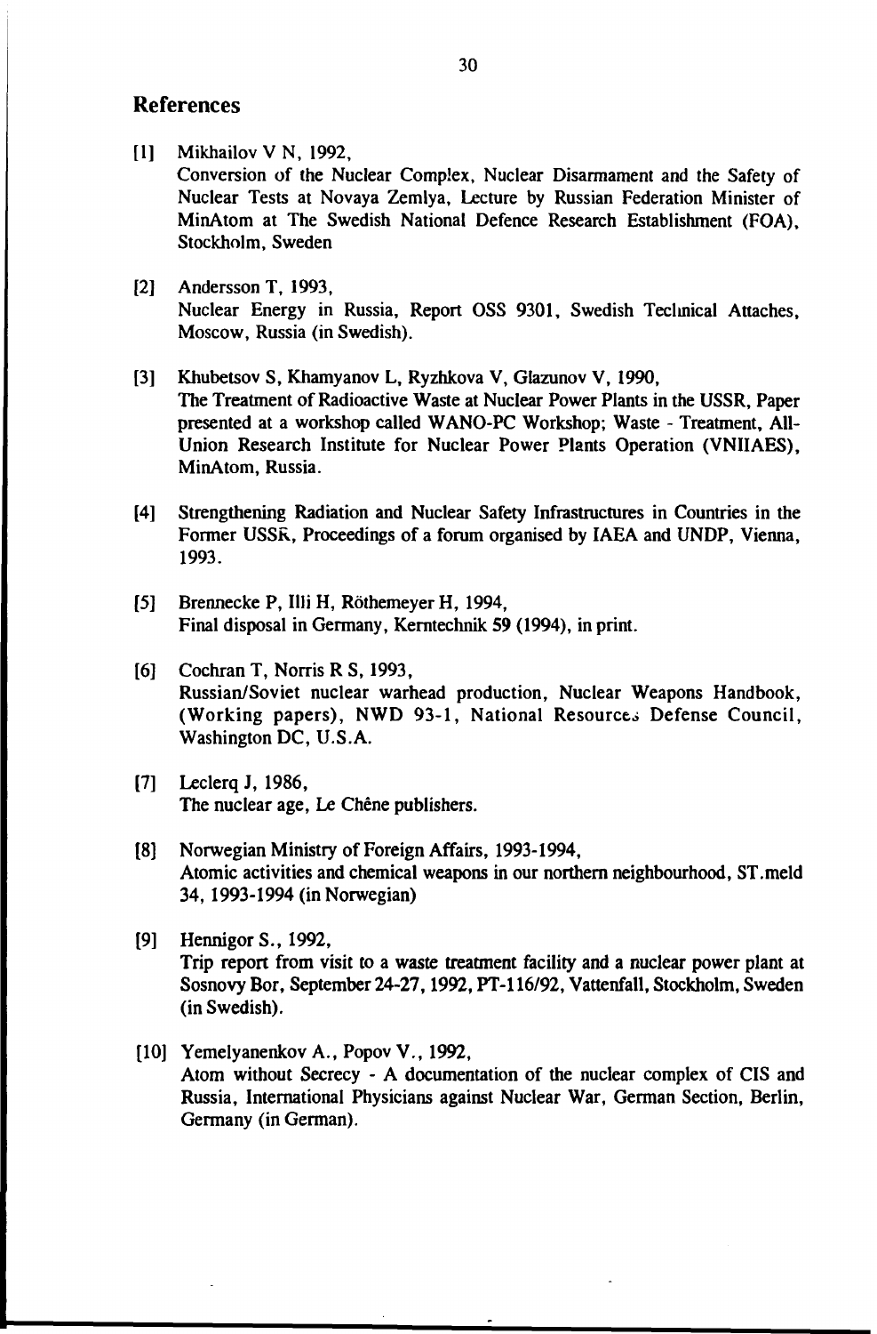## References

[1] Mikhailov V N, 1992,
Conversion of the Nuclear Complex, Nuclear Disarmament and the Safety of Nuclear Tests at Novaya Zemlya, Lecture by Russian Federation Minister of MinAtom at The Swedish National Defence Research Establishment (FOA), Stockholm, Sweden

[2] Andersson T, 1993,
Nuclear Energy in Russia, Report OSS 9301, Swedish Technical Attaches, Moscow, Russia (in Swedish).

[3] Khubetsov S, Khamyanov L, Ryzhkova V, Glazunov V, 1990,
The Treatment of Radioactive Waste at Nuclear Power Plants in the USSR, Paper presented at a workshop called WANO-PC Workshop; Waste - Treatment, All-Union Research Institute for Nuclear Power Plants Operation (VNIIAES), MinAtom, Russia.

[4] Strengthening Radiation and Nuclear Safety Infrastructures in Countries in the Former USSR, Proceedings of a forum organised by IAEA and UNDP, Vienna, 1993.

[5] Brennecke P, Illi H, Röthemeyer H, 1994,
Final disposal in Germany, Kerntechnik 59 (1994), in print.

[6] Cochran T, Norris R S, 1993,
Russian/Soviet nuclear warhead production, Nuclear Weapons Handbook, (Working papers), NWD 93-1, National Resources Defense Council, Washington DC, U.S.A.

[7] Leclerq J, 1986,
The nuclear age, Le Chêne publishers.

[8] Norwegian Ministry of Foreign Affairs, 1993-1994,
Atomic activities and chemical weapons in our northern neighbourhood, ST.meld 34, 1993-1994 (in Norwegian)

[9] Hennigor S., 1992,
Trip report from visit to a waste treatment facility and a nuclear power plant at Sosnovy Bor, September 24-27, 1992, PT-116/92, Vattenfall, Stockholm, Sweden (in Swedish).

[10] Yemelyanenkov A., Popov V., 1992,
Atom without Secrecy - A documentation of the nuclear complex of CIS and Russia, International Physicians against Nuclear War, German Section, Berlin, Germany (in German).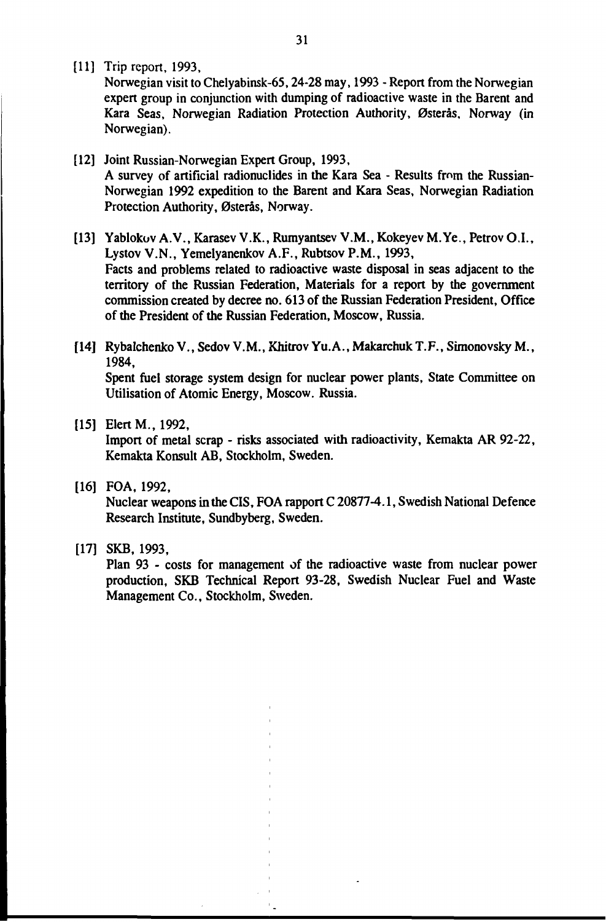[11] Trip report, 1993,
Norwegian visit to Chelyabinsk-65, 24-28 may, 1993 - Report from the Norwegian expert group in conjunction with dumping of radioactive waste in the Barent and Kara Seas, Norwegian Radiation Protection Authority, Østerås, Norway (in Norwegian).

[12] Joint Russian-Norwegian Expert Group, 1993,
A survey of artificial radionuclides in the Kara Sea - Results from the Russian-Norwegian 1992 expedition to the Barent and Kara Seas, Norwegian Radiation Protection Authority, Østerås, Norway.

[13] Yablokov A.V., Karasev V.K., Rumyantsev V.M., Kokeyev M.Ye., Petrov O.I., Lystov V.N., Yemelyanenkov A.F., Rubtsov P.M., 1993,
Facts and problems related to radioactive waste disposal in seas adjacent to the territory of the Russian Federation, Materials for a report by the government commission created by decree no. 613 of the Russian Federation President, Office of the President of the Russian Federation, Moscow, Russia.

[14] Rybalchenko V., Sedov V.M., Khitrov Yu.A., Makarchuk T.F., Simonovsky M., 1984,
Spent fuel storage system design for nuclear power plants, State Committee on Utilisation of Atomic Energy, Moscow. Russia.

[15] Elert M., 1992,
Import of metal scrap - risks associated with radioactivity, Kemakta AR 92-22, Kemakta Konsult AB, Stockholm, Sweden.

[16] FOA, 1992,
Nuclear weapons in the CIS, FOA rapport C 20877-4.1, Swedish National Defence Research Institute, Sundbyberg, Sweden.

[17] SKB, 1993,
Plan 93 - costs for management of the radioactive waste from nuclear power production, SKB Technical Report 93-28, Swedish Nuclear Fuel and Waste Management Co., Stockholm, Sweden.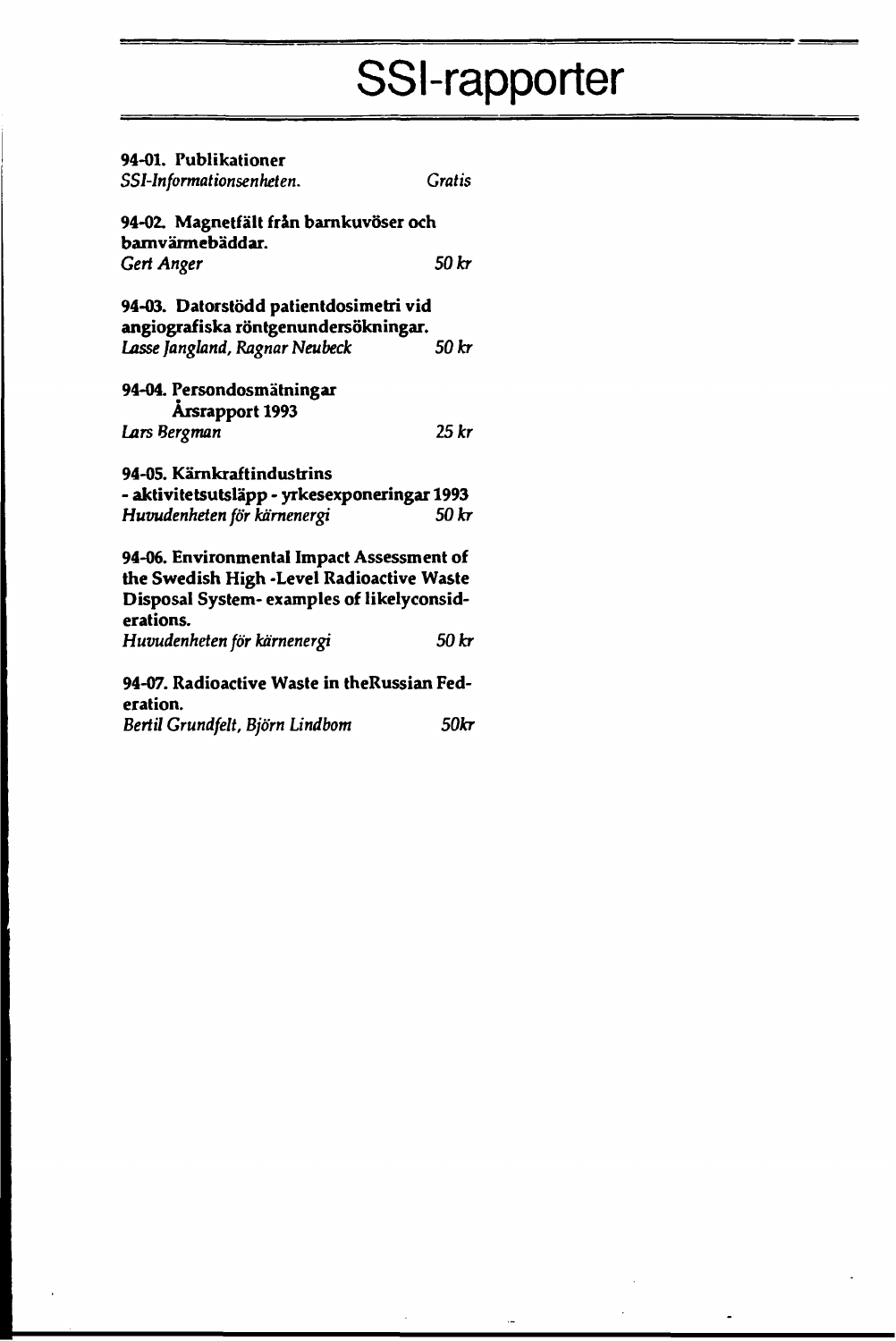# SSI-rapporter

**94-01. Publikationer**
*SSI-Informationsenheten.* *Gratis*

**94-02. Magnetfält från barnkuvöser och barnvärmebäddar.**
*Gert Anger* *50 kr*

**94-03. Datorstödd patientdosimetri vid angiografiska röntgenundersökningar.**
*Lasse Jangland, Ragnar Neubeck* *50 kr*

**94-04. Persondosmätningar Årsrapport 1993**
*Lars Bergman* *25 kr*

**94-05. Kärnkraftindustrins - aktivitetsutsläpp - yrkesexponeringar 1993**
*Huvudenheten för kärnenergi* *50 kr*

**94-06. Environmental Impact Assessment of the Swedish High -Level Radioactive Waste Disposal System- examples of likelyconsiderations.**
*Huvudenheten för kärnenergi* *50 kr*

**94-07. Radioactive Waste in theRussian Federation.**
*Bertil Grundfelt, Björn Lindbom* *50kr*